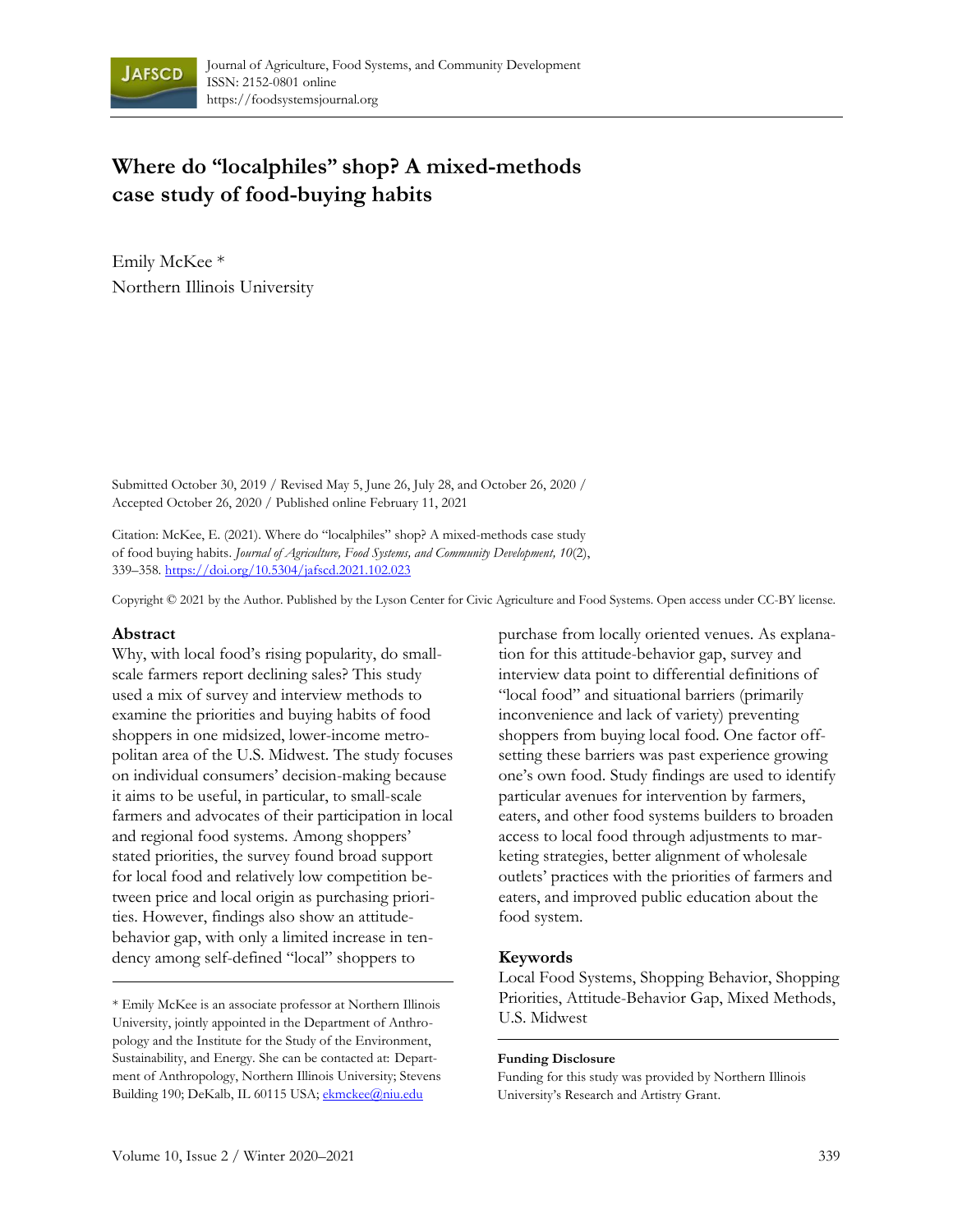# Where do "localphiles" shop? A mixed-methods case study of food-buying habits

Emily McKee *
Northern Illinois University

Submitted October 30, 2019 / Revised May 5, June 26, July 28, and October 26, 2020 / Accepted October 26, 2020 / Published online February 11, 2021

Citation: McKee, E. (2021). Where do "localphiles" shop? A mixed-methods case study of food buying habits. *Journal of Agriculture, Food Systems, and Community Development, 10*(2), 339–358. https://doi.org/10.5304/jafscd.2021.102.023

Copyright © 2021 by the Author. Published by the Lyson Center for Civic Agriculture and Food Systems. Open access under CC-BY license.

## Abstract

Why, with local food's rising popularity, do small-scale farmers report declining sales? This study used a mix of survey and interview methods to examine the priorities and buying habits of food shoppers in one midsized, lower-income metropolitan area of the U.S. Midwest. The study focuses on individual consumers' decision-making because it aims to be useful, in particular, to small-scale farmers and advocates of their participation in local and regional food systems. Among shoppers' stated priorities, the survey found broad support for local food and relatively low competition between price and local origin as purchasing priorities. However, findings also show an attitude-behavior gap, with only a limited increase in tendency among self-defined "local" shoppers to purchase from locally oriented venues. As explanation for this attitude-behavior gap, survey and interview data point to differential definitions of "local food" and situational barriers (primarily inconvenience and lack of variety) preventing shoppers from buying local food. One factor offsetting these barriers was past experience growing one's own food. Study findings are used to identify particular avenues for intervention by farmers, eaters, and other food systems builders to broaden access to local food through adjustments to marketing strategies, better alignment of wholesale outlets' practices with the priorities of farmers and eaters, and improved public education about the food system.

## Keywords

Local Food Systems, Shopping Behavior, Shopping Priorities, Attitude-Behavior Gap, Mixed Methods, U.S. Midwest

* Emily McKee is an associate professor at Northern Illinois University, jointly appointed in the Department of Anthropology and the Institute for the Study of the Environment, Sustainability, and Energy. She can be contacted at: Department of Anthropology, Northern Illinois University; Stevens Building 190; DeKalb, IL 60115 USA; ekmckee@niu.edu

**Funding Disclosure**

Funding for this study was provided by Northern Illinois University's Research and Artistry Grant.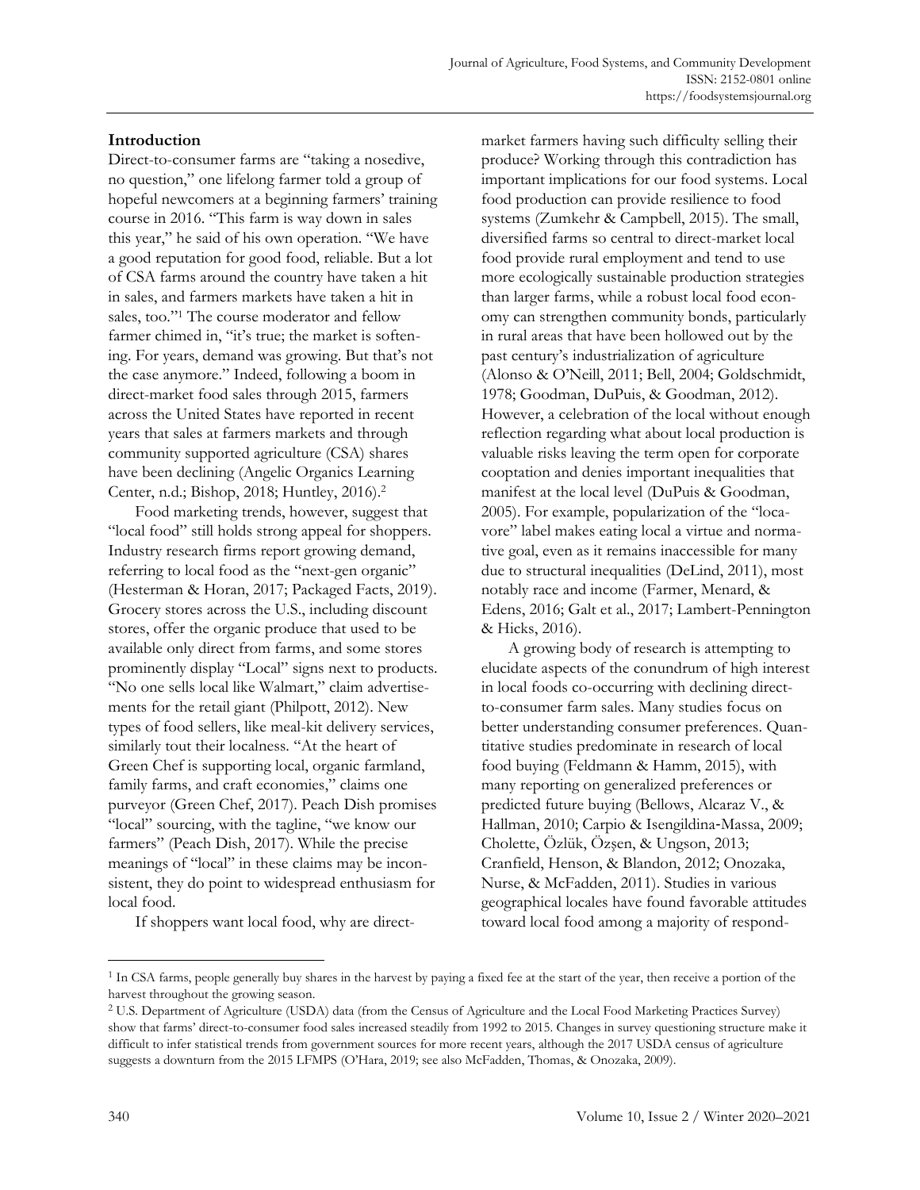## Introduction

Direct-to-consumer farms are "taking a nosedive, no question," one lifelong farmer told a group of hopeful newcomers at a beginning farmers' training course in 2016. "This farm is way down in sales this year," he said of his own operation. "We have a good reputation for good food, reliable. But a lot of CSA farms around the country have taken a hit in sales, and farmers markets have taken a hit in sales, too."[1] The course moderator and fellow farmer chimed in, "it's true; the market is softening. For years, demand was growing. But that's not the case anymore." Indeed, following a boom in direct-market food sales through 2015, farmers across the United States have reported in recent years that sales at farmers markets and through community supported agriculture (CSA) shares have been declining (Angelic Organics Learning Center, n.d.; Bishop, 2018; Huntley, 2016).[2]

Food marketing trends, however, suggest that "local food" still holds strong appeal for shoppers. Industry research firms report growing demand, referring to local food as the "next-gen organic" (Hesterman & Horan, 2017; Packaged Facts, 2019). Grocery stores across the U.S., including discount stores, offer the organic produce that used to be available only direct from farms, and some stores prominently display "Local" signs next to products. "No one sells local like Walmart," claim advertisements for the retail giant (Philpott, 2012). New types of food sellers, like meal-kit delivery services, similarly tout their localness. "At the heart of Green Chef is supporting local, organic farmland, family farms, and craft economies," claims one purveyor (Green Chef, 2017). Peach Dish promises "local" sourcing, with the tagline, "we know our farmers" (Peach Dish, 2017). While the precise meanings of "local" in these claims may be inconsistent, they do point to widespread enthusiasm for local food.

If shoppers want local food, why are direct-market farmers having such difficulty selling their produce? Working through this contradiction has important implications for our food systems. Local food production can provide resilience to food systems (Zumkehr & Campbell, 2015). The small, diversified farms so central to direct-market local food provide rural employment and tend to use more ecologically sustainable production strategies than larger farms, while a robust local food economy can strengthen community bonds, particularly in rural areas that have been hollowed out by the past century's industrialization of agriculture (Alonso & O'Neill, 2011; Bell, 2004; Goldschmidt, 1978; Goodman, DuPuis, & Goodman, 2012). However, a celebration of the local without enough reflection regarding what about local production is valuable risks leaving the term open for corporate cooptation and denies important inequalities that manifest at the local level (DuPuis & Goodman, 2005). For example, popularization of the "locavore" label makes eating local a virtue and normative goal, even as it remains inaccessible for many due to structural inequalities (DeLind, 2011), most notably race and income (Farmer, Menard, & Edens, 2016; Galt et al., 2017; Lambert-Pennington & Hicks, 2016).

A growing body of research is attempting to elucidate aspects of the conundrum of high interest in local foods co-occurring with declining direct-to-consumer farm sales. Many studies focus on better understanding consumer preferences. Quantitative studies predominate in research of local food buying (Feldmann & Hamm, 2015), with many reporting on generalized preferences or predicted future buying (Bellows, Alcaraz V., & Hallman, 2010; Carpio & Isengildina-Massa, 2009; Cholette, Özlük, Özşen, & Ungson, 2013; Cranfield, Henson, & Blandon, 2012; Onozaka, Nurse, & McFadden, 2011). Studies in various geographical locales have found favorable attitudes toward local food among a majority of respond-

[1] In CSA farms, people generally buy shares in the harvest by paying a fixed fee at the start of the year, then receive a portion of the harvest throughout the growing season.

[2] U.S. Department of Agriculture (USDA) data (from the Census of Agriculture and the Local Food Marketing Practices Survey) show that farms' direct-to-consumer food sales increased steadily from 1992 to 2015. Changes in survey questioning structure make it difficult to infer statistical trends from government sources for more recent years, although the 2017 USDA census of agriculture suggests a downturn from the 2015 LFMPS (O'Hara, 2019; see also McFadden, Thomas, & Onozaka, 2009).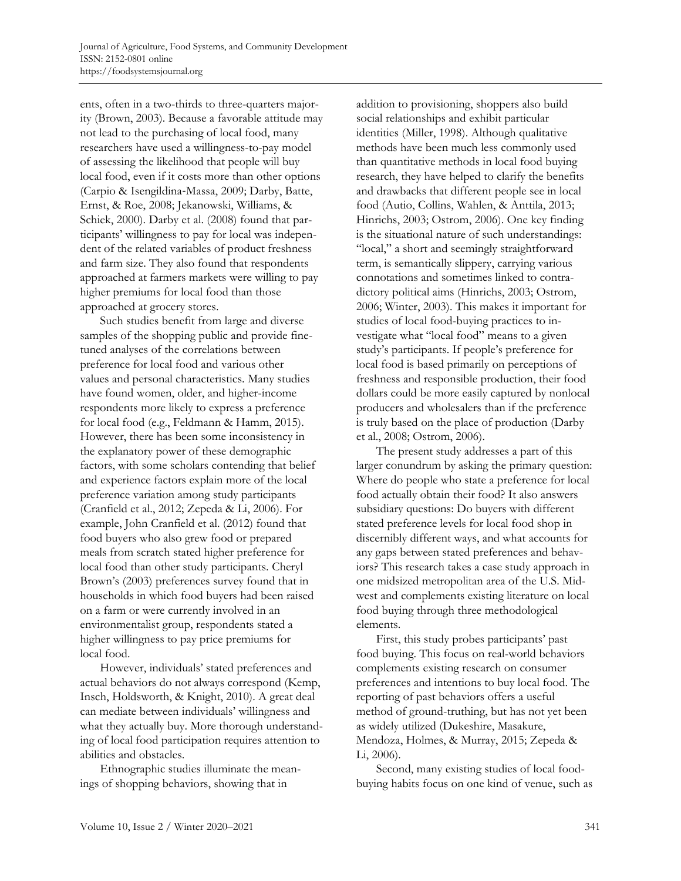ents, often in a two-thirds to three-quarters majority (Brown, 2003). Because a favorable attitude may not lead to the purchasing of local food, many researchers have used a willingness-to-pay model of assessing the likelihood that people will buy local food, even if it costs more than other options (Carpio & Isengildina-Massa, 2009; Darby, Batte, Ernst, & Roe, 2008; Jekanowski, Williams, & Schiek, 2000). Darby et al. (2008) found that participants' willingness to pay for local was independent of the related variables of product freshness and farm size. They also found that respondents approached at farmers markets were willing to pay higher premiums for local food than those approached at grocery stores.

Such studies benefit from large and diverse samples of the shopping public and provide fine-tuned analyses of the correlations between preference for local food and various other values and personal characteristics. Many studies have found women, older, and higher-income respondents more likely to express a preference for local food (e.g., Feldmann & Hamm, 2015). However, there has been some inconsistency in the explanatory power of these demographic factors, with some scholars contending that belief and experience factors explain more of the local preference variation among study participants (Cranfield et al., 2012; Zepeda & Li, 2006). For example, John Cranfield et al. (2012) found that food buyers who also grew food or prepared meals from scratch stated higher preference for local food than other study participants. Cheryl Brown's (2003) preferences survey found that in households in which food buyers had been raised on a farm or were currently involved in an environmentalist group, respondents stated a higher willingness to pay price premiums for local food.

However, individuals' stated preferences and actual behaviors do not always correspond (Kemp, Insch, Holdsworth, & Knight, 2010). A great deal can mediate between individuals' willingness and what they actually buy. More thorough understanding of local food participation requires attention to abilities and obstacles.

Ethnographic studies illuminate the meanings of shopping behaviors, showing that in addition to provisioning, shoppers also build social relationships and exhibit particular identities (Miller, 1998). Although qualitative methods have been much less commonly used than quantitative methods in local food buying research, they have helped to clarify the benefits and drawbacks that different people see in local food (Autio, Collins, Wahlen, & Anttila, 2013; Hinrichs, 2003; Ostrom, 2006). One key finding is the situational nature of such understandings: "local," a short and seemingly straightforward term, is semantically slippery, carrying various connotations and sometimes linked to contradictory political aims (Hinrichs, 2003; Ostrom, 2006; Winter, 2003). This makes it important for studies of local food-buying practices to investigate what "local food" means to a given study's participants. If people's preference for local food is based primarily on perceptions of freshness and responsible production, their food dollars could be more easily captured by nonlocal producers and wholesalers than if the preference is truly based on the place of production (Darby et al., 2008; Ostrom, 2006).

The present study addresses a part of this larger conundrum by asking the primary question: Where do people who state a preference for local food actually obtain their food? It also answers subsidiary questions: Do buyers with different stated preference levels for local food shop in discernibly different ways, and what accounts for any gaps between stated preferences and behaviors? This research takes a case study approach in one midsized metropolitan area of the U.S. Midwest and complements existing literature on local food buying through three methodological elements.

First, this study probes participants' past food buying. This focus on real-world behaviors complements existing research on consumer preferences and intentions to buy local food. The reporting of past behaviors offers a useful method of ground-truthing, but has not yet been as widely utilized (Dukeshire, Masakure, Mendoza, Holmes, & Murray, 2015; Zepeda & Li, 2006).

Second, many existing studies of local food-buying habits focus on one kind of venue, such as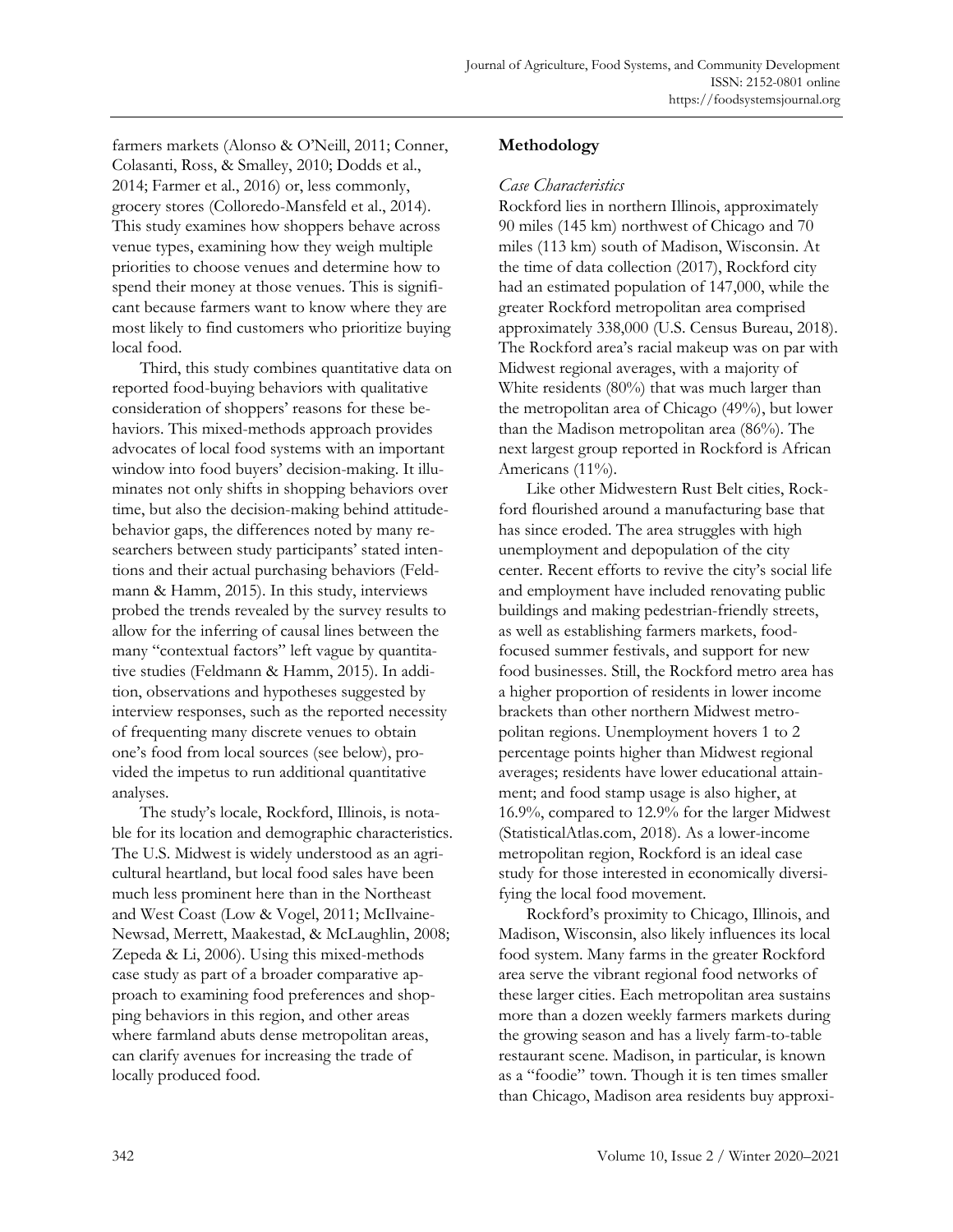farmers markets (Alonso & O'Neill, 2011; Conner, Colasanti, Ross, & Smalley, 2010; Dodds et al., 2014; Farmer et al., 2016) or, less commonly, grocery stores (Colloredo-Mansfeld et al., 2014). This study examines how shoppers behave across venue types, examining how they weigh multiple priorities to choose venues and determine how to spend their money at those venues. This is significant because farmers want to know where they are most likely to find customers who prioritize buying local food.

Third, this study combines quantitative data on reported food-buying behaviors with qualitative consideration of shoppers' reasons for these behaviors. This mixed-methods approach provides advocates of local food systems with an important window into food buyers' decision-making. It illuminates not only shifts in shopping behaviors over time, but also the decision-making behind attitude-behavior gaps, the differences noted by many researchers between study participants' stated intentions and their actual purchasing behaviors (Feldmann & Hamm, 2015). In this study, interviews probed the trends revealed by the survey results to allow for the inferring of causal lines between the many "contextual factors" left vague by quantitative studies (Feldmann & Hamm, 2015). In addition, observations and hypotheses suggested by interview responses, such as the reported necessity of frequenting many discrete venues to obtain one's food from local sources (see below), provided the impetus to run additional quantitative analyses.

The study's locale, Rockford, Illinois, is notable for its location and demographic characteristics. The U.S. Midwest is widely understood as an agricultural heartland, but local food sales have been much less prominent here than in the Northeast and West Coast (Low & Vogel, 2011; McIlvaine-Newsad, Merrett, Maakestad, & McLaughlin, 2008; Zepeda & Li, 2006). Using this mixed-methods case study as part of a broader comparative approach to examining food preferences and shopping behaviors in this region, and other areas where farmland abuts dense metropolitan areas, can clarify avenues for increasing the trade of locally produced food.

## Methodology

### *Case Characteristics*

Rockford lies in northern Illinois, approximately 90 miles (145 km) northwest of Chicago and 70 miles (113 km) south of Madison, Wisconsin. At the time of data collection (2017), Rockford city had an estimated population of 147,000, while the greater Rockford metropolitan area comprised approximately 338,000 (U.S. Census Bureau, 2018). The Rockford area's racial makeup was on par with Midwest regional averages, with a majority of White residents (80%) that was much larger than the metropolitan area of Chicago (49%), but lower than the Madison metropolitan area (86%). The next largest group reported in Rockford is African Americans (11%).

Like other Midwestern Rust Belt cities, Rockford flourished around a manufacturing base that has since eroded. The area struggles with high unemployment and depopulation of the city center. Recent efforts to revive the city's social life and employment have included renovating public buildings and making pedestrian-friendly streets, as well as establishing farmers markets, food-focused summer festivals, and support for new food businesses. Still, the Rockford metro area has a higher proportion of residents in lower income brackets than other northern Midwest metropolitan regions. Unemployment hovers 1 to 2 percentage points higher than Midwest regional averages; residents have lower educational attainment; and food stamp usage is also higher, at 16.9%, compared to 12.9% for the larger Midwest (StatisticalAtlas.com, 2018). As a lower-income metropolitan region, Rockford is an ideal case study for those interested in economically diversifying the local food movement.

Rockford's proximity to Chicago, Illinois, and Madison, Wisconsin, also likely influences its local food system. Many farms in the greater Rockford area serve the vibrant regional food networks of these larger cities. Each metropolitan area sustains more than a dozen weekly farmers markets during the growing season and has a lively farm-to-table restaurant scene. Madison, in particular, is known as a "foodie" town. Though it is ten times smaller than Chicago, Madison area residents buy approxi-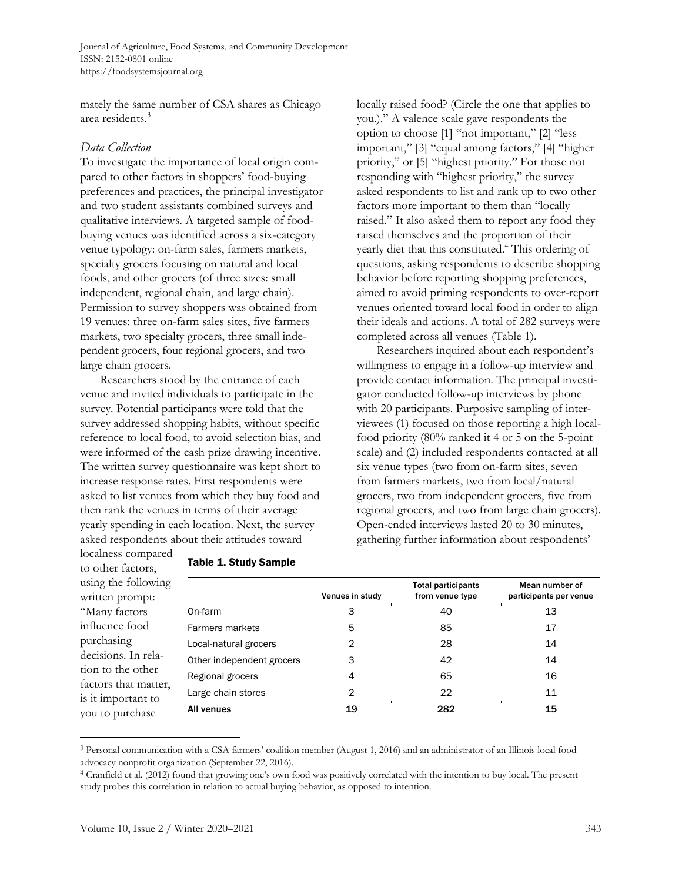mately the same number of CSA shares as Chicago area residents.[3]

### *Data Collection*

To investigate the importance of local origin compared to other factors in shoppers' food-buying preferences and practices, the principal investigator and two student assistants combined surveys and qualitative interviews. A targeted sample of food-buying venues was identified across a six-category venue typology: on-farm sales, farmers markets, specialty grocers focusing on natural and local foods, and other grocers (of three sizes: small independent, regional chain, and large chain). Permission to survey shoppers was obtained from 19 venues: three on-farm sales sites, five farmers markets, two specialty grocers, three small independent grocers, four regional grocers, and two large chain grocers.

Researchers stood by the entrance of each venue and invited individuals to participate in the survey. Potential participants were told that the survey addressed shopping habits, without specific reference to local food, to avoid selection bias, and were informed of the cash prize drawing incentive. The written survey questionnaire was kept short to increase response rates. First respondents were asked to list venues from which they buy food and then rank the venues in terms of their average yearly spending in each location. Next, the survey asked respondents about their attitudes toward localness compared to other factors, using the following written prompt: "Many factors influence food purchasing decisions. In relation to the other factors that matter, is it important to you to purchase locally raised food? (Circle the one that applies to you.)." A valence scale gave respondents the option to choose [1] "not important," [2] "less important," [3] "equal among factors," [4] "higher priority," or [5] "highest priority." For those not responding with "highest priority," the survey asked respondents to list and rank up to two other factors more important to them than "locally raised." It also asked them to report any food they raised themselves and the proportion of their yearly diet that this constituted.[4] This ordering of questions, asking respondents to describe shopping behavior before reporting shopping preferences, aimed to avoid priming respondents to over-report venues oriented toward local food in order to align their ideals and actions. A total of 282 surveys were completed across all venues (Table 1).

Researchers inquired about each respondent's willingness to engage in a follow-up interview and provide contact information. The principal investigator conducted follow-up interviews by phone with 20 participants. Purposive sampling of interviewees (1) focused on those reporting a high local-food priority (80% ranked it 4 or 5 on the 5-point scale) and (2) included respondents contacted at all six venue types (two from on-farm sites, seven from farmers markets, two from local/natural grocers, two from independent grocers, five from regional grocers, and two from large chain grocers). Open-ended interviews lasted 20 to 30 minutes, gathering further information about respondents'

**Table 1. Study Sample**

| | Venues in study | Total participants from venue type | Mean number of participants per venue |
|---|---|---|---|
| On-farm | 3 | 40 | 13 |
| Farmers markets | 5 | 85 | 17 |
| Local-natural grocers | 2 | 28 | 14 |
| Other independent grocers | 3 | 42 | 14 |
| Regional grocers | 4 | 65 | 16 |
| Large chain stores | 2 | 22 | 11 |
| **All venues** | **19** | **282** | **15** |

[3] Personal communication with a CSA farmers' coalition member (August 1, 2016) and an administrator of an Illinois local food advocacy nonprofit organization (September 22, 2016).

[4] Cranfield et al. (2012) found that growing one's own food was positively correlated with the intention to buy local. The present study probes this correlation in relation to actual buying behavior, as opposed to intention.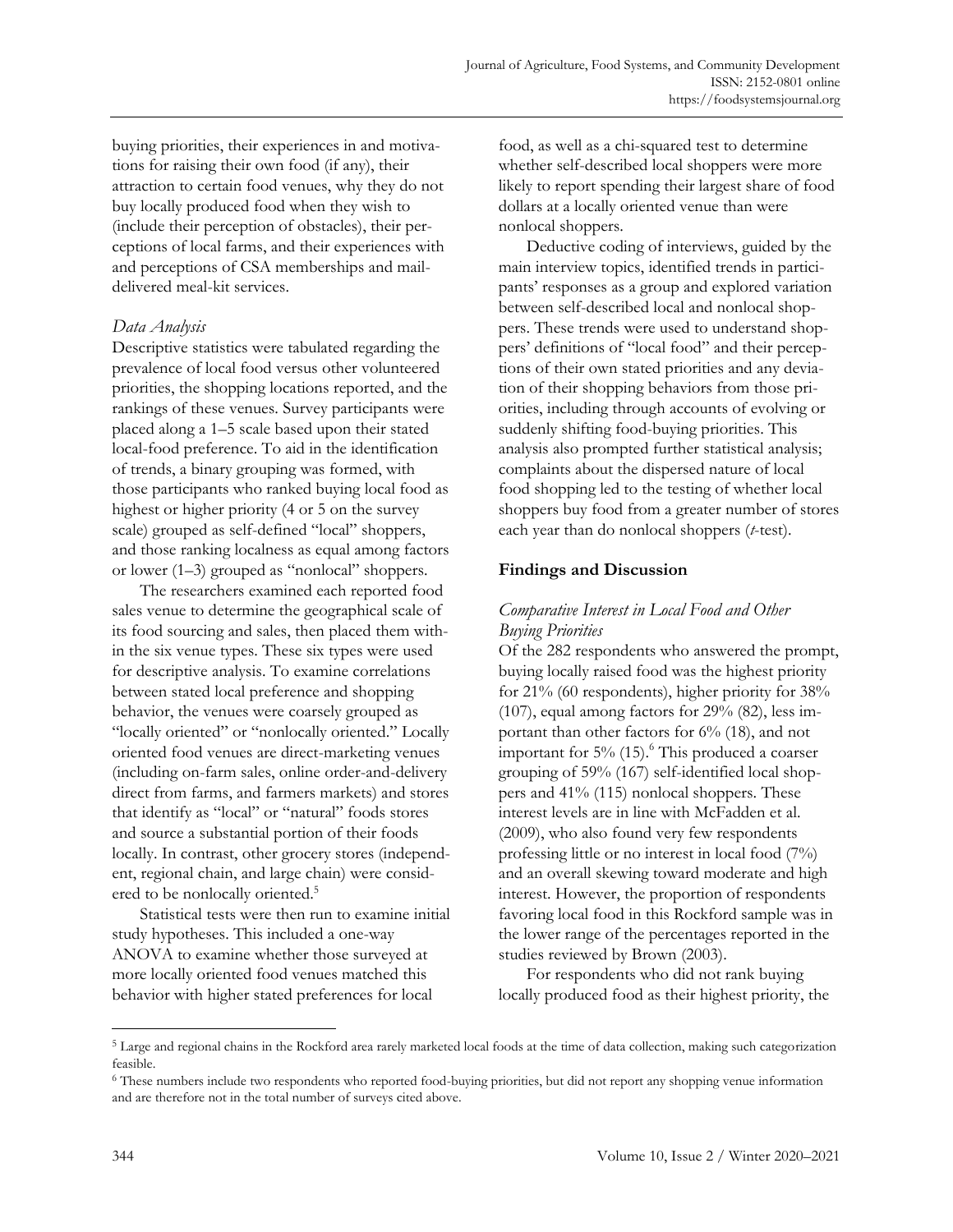buying priorities, their experiences in and motivations for raising their own food (if any), their attraction to certain food venues, why they do not buy locally produced food when they wish to (include their perception of obstacles), their perceptions of local farms, and their experiences with and perceptions of CSA memberships and mail-delivered meal-kit services.

### *Data Analysis*

Descriptive statistics were tabulated regarding the prevalence of local food versus other volunteered priorities, the shopping locations reported, and the rankings of these venues. Survey participants were placed along a 1–5 scale based upon their stated local-food preference. To aid in the identification of trends, a binary grouping was formed, with those participants who ranked buying local food as highest or higher priority (4 or 5 on the survey scale) grouped as self-defined "local" shoppers, and those ranking localness as equal among factors or lower (1–3) grouped as "nonlocal" shoppers.

The researchers examined each reported food sales venue to determine the geographical scale of its food sourcing and sales, then placed them within the six venue types. These six types were used for descriptive analysis. To examine correlations between stated local preference and shopping behavior, the venues were coarsely grouped as "locally oriented" or "nonlocally oriented." Locally oriented food venues are direct-marketing venues (including on-farm sales, online order-and-delivery direct from farms, and farmers markets) and stores that identify as "local" or "natural" foods stores and source a substantial portion of their foods locally. In contrast, other grocery stores (independent, regional chain, and large chain) were considered to be nonlocally oriented.[5]

Statistical tests were then run to examine initial study hypotheses. This included a one-way ANOVA to examine whether those surveyed at more locally oriented food venues matched this behavior with higher stated preferences for local food, as well as a chi-squared test to determine whether self-described local shoppers were more likely to report spending their largest share of food dollars at a locally oriented venue than were nonlocal shoppers.

Deductive coding of interviews, guided by the main interview topics, identified trends in participants' responses as a group and explored variation between self-described local and nonlocal shoppers. These trends were used to understand shoppers' definitions of "local food" and their perceptions of their own stated priorities and any deviation of their shopping behaviors from those priorities, including through accounts of evolving or suddenly shifting food-buying priorities. This analysis also prompted further statistical analysis; complaints about the dispersed nature of local food shopping led to the testing of whether local shoppers buy food from a greater number of stores each year than do nonlocal shoppers (*t*-test).

## Findings and Discussion

### *Comparative Interest in Local Food and Other Buying Priorities*

Of the 282 respondents who answered the prompt, buying locally raised food was the highest priority for 21% (60 respondents), higher priority for 38% (107), equal among factors for 29% (82), less important than other factors for 6% (18), and not important for 5% (15).[6] This produced a coarser grouping of 59% (167) self-identified local shoppers and 41% (115) nonlocal shoppers. These interest levels are in line with McFadden et al. (2009), who also found very few respondents professing little or no interest in local food (7%) and an overall skewing toward moderate and high interest. However, the proportion of respondents favoring local food in this Rockford sample was in the lower range of the percentages reported in the studies reviewed by Brown (2003).

For respondents who did not rank buying locally produced food as their highest priority, the

---

[5] Large and regional chains in the Rockford area rarely marketed local foods at the time of data collection, making such categorization feasible.

[6] These numbers include two respondents who reported food-buying priorities, but did not report any shopping venue information and are therefore not in the total number of surveys cited above.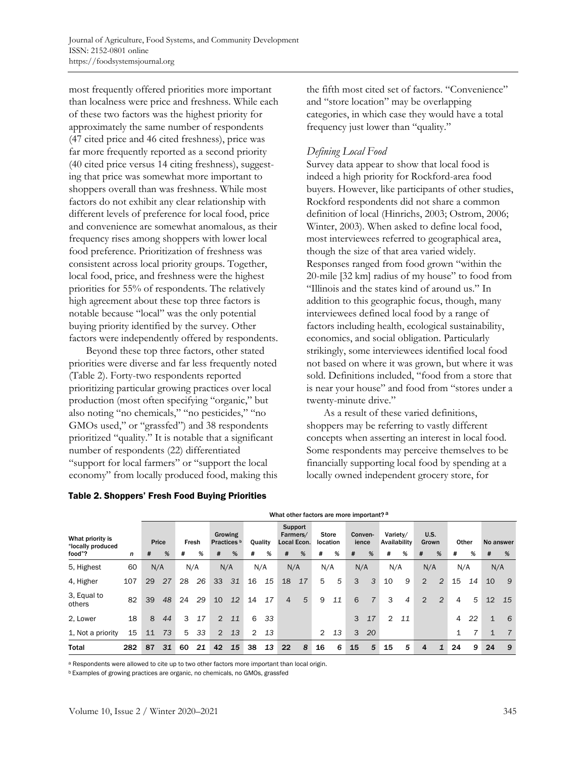most frequently offered priorities more important than localness were price and freshness. While each of these two factors was the highest priority for approximately the same number of respondents (47 cited price and 46 cited freshness), price was far more frequently reported as a second priority (40 cited price versus 14 citing freshness), suggesting that price was somewhat more important to shoppers overall than was freshness. While most factors do not exhibit any clear relationship with different levels of preference for local food, price and convenience are somewhat anomalous, as their frequency rises among shoppers with lower local food preference. Prioritization of freshness was consistent across local priority groups. Together, local food, price, and freshness were the highest priorities for 55% of respondents. The relatively high agreement about these top three factors is notable because "local" was the only potential buying priority identified by the survey. Other factors were independently offered by respondents.

Beyond these top three factors, other stated priorities were diverse and far less frequently noted (Table 2). Forty-two respondents reported prioritizing particular growing practices over local production (most often specifying "organic," but also noting "no chemicals," "no pesticides," "no GMOs used," or "grassfed") and 38 respondents prioritized "quality." It is notable that a significant number of respondents (22) differentiated "support for local farmers" or "support the local economy" from locally produced food, making this the fifth most cited set of factors. "Convenience" and "store location" may be overlapping categories, in which case they would have a total frequency just lower than "quality."

### *Defining Local Food*

Survey data appear to show that local food is indeed a high priority for Rockford-area food buyers. However, like participants of other studies, Rockford respondents did not share a common definition of local (Hinrichs, 2003; Ostrom, 2006; Winter, 2003). When asked to define local food, most interviewees referred to geographical area, though the size of that area varied widely. Responses ranged from food grown "within the 20-mile [32 km] radius of my house" to food from "Illinois and the states kind of around us." In addition to this geographic focus, though, many interviewees defined local food by a range of factors including health, ecological sustainability, economics, and social obligation. Particularly strikingly, some interviewees identified local food not based on where it was grown, but where it was sold. Definitions included, "food from a store that is near your house" and food from "stores under a twenty-minute drive."

As a result of these varied definitions, shoppers may be referring to vastly different concepts when asserting an interest in local food. Some respondents may perceive themselves to be financially supporting local food by spending at a locally owned independent grocery store, for

**Table 2. Shoppers' Fresh Food Buying Priorities**

| | | What other factors are more important? [a] | | | | | | | | | | | | | | | | | | | | | |
|---|---|---|---|---|---|---|---|---|---|---|---|---|---|---|---|---|---|---|---|---|---|---|---|
| What priority is "locally produced food"? | | Price | | Fresh | | Growing Practices [b] | | Quality | | Support Farmers/ Local Econ. | | Store location | | Convenience | | Variety/ Availability | | U.S. Grown | | Other | | No answer | |
| | *n* | # | % | # | % | # | % | # | % | # | % | # | % | # | % | # | % | # | % | # | % | # | % |
| 5, Highest | 60 | N/A | | N/A | | N/A | | N/A | | N/A | | N/A | | N/A | | N/A | | N/A | | N/A | | N/A | |
| 4, Higher | 107 | 29 | *27* | 28 | *26* | 33 | *31* | 16 | *15* | 18 | *17* | 5 | *5* | 3 | *3* | 10 | *9* | 2 | *2* | 15 | *14* | 10 | *9* |
| 3, Equal to others | 82 | 39 | *48* | 24 | *29* | 10 | *12* | 14 | *17* | 4 | *5* | 9 | *11* | 6 | *7* | 3 | *4* | 2 | *2* | 4 | *5* | 12 | *15* |
| 2, Lower | 18 | 8 | *44* | 3 | *17* | 2 | *11* | 6 | *33* | | | | | 3 | *17* | 2 | *11* | | | 4 | *22* | 1 | *6* |
| 1, Not a priority | 15 | 11 | *73* | 5 | *33* | 2 | *13* | 2 | *13* | | | 2 | *13* | 3 | *20* | | | | | 1 | *7* | 1 | *7* |
| **Total** | **282** | **87** | ***31*** | **60** | ***21*** | **42** | ***15*** | **38** | ***13*** | **22** | ***8*** | **16** | ***6*** | **15** | ***5*** | **15** | ***5*** | **4** | ***1*** | **24** | ***9*** | **24** | ***9*** |

[a] Respondents were allowed to cite up to two other factors more important than local origin.

[b] Examples of growing practices are organic, no chemicals, no GMOs, grassfed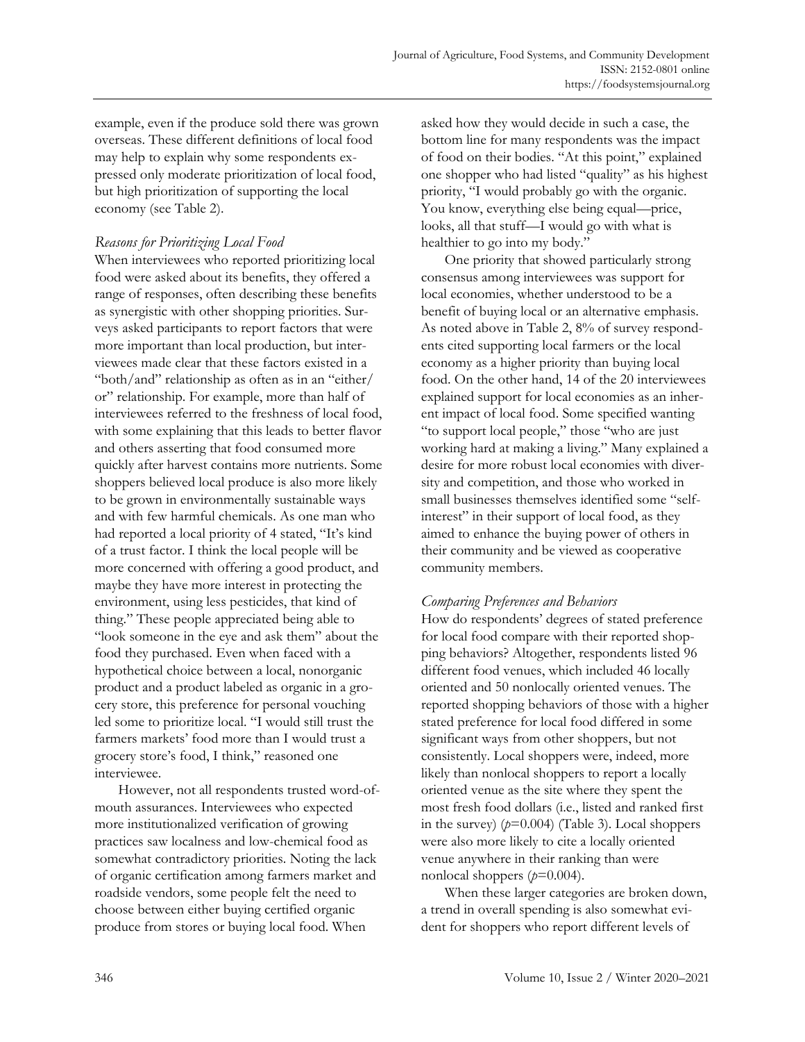example, even if the produce sold there was grown overseas. These different definitions of local food may help to explain why some respondents expressed only moderate prioritization of local food, but high prioritization of supporting the local economy (see Table 2).

### *Reasons for Prioritizing Local Food*

When interviewees who reported prioritizing local food were asked about its benefits, they offered a range of responses, often describing these benefits as synergistic with other shopping priorities. Surveys asked participants to report factors that were more important than local production, but interviewees made clear that these factors existed in a "both/and" relationship as often as in an "either/or" relationship. For example, more than half of interviewees referred to the freshness of local food, with some explaining that this leads to better flavor and others asserting that food consumed more quickly after harvest contains more nutrients. Some shoppers believed local produce is also more likely to be grown in environmentally sustainable ways and with few harmful chemicals. As one man who had reported a local priority of 4 stated, "It's kind of a trust factor. I think the local people will be more concerned with offering a good product, and maybe they have more interest in protecting the environment, using less pesticides, that kind of thing." These people appreciated being able to "look someone in the eye and ask them" about the food they purchased. Even when faced with a hypothetical choice between a local, nonorganic product and a product labeled as organic in a grocery store, this preference for personal vouching led some to prioritize local. "I would still trust the farmers markets' food more than I would trust a grocery store's food, I think," reasoned one interviewee.

However, not all respondents trusted word-of-mouth assurances. Interviewees who expected more institutionalized verification of growing practices saw localness and low-chemical food as somewhat contradictory priorities. Noting the lack of organic certification among farmers market and roadside vendors, some people felt the need to choose between either buying certified organic produce from stores or buying local food. When asked how they would decide in such a case, the bottom line for many respondents was the impact of food on their bodies. "At this point," explained one shopper who had listed "quality" as his highest priority, "I would probably go with the organic. You know, everything else being equal—price, looks, all that stuff—I would go with what is healthier to go into my body."

One priority that showed particularly strong consensus among interviewees was support for local economies, whether understood to be a benefit of buying local or an alternative emphasis. As noted above in Table 2, 8% of survey respondents cited supporting local farmers or the local economy as a higher priority than buying local food. On the other hand, 14 of the 20 interviewees explained support for local economies as an inherent impact of local food. Some specified wanting "to support local people," those "who are just working hard at making a living." Many explained a desire for more robust local economies with diversity and competition, and those who worked in small businesses themselves identified some "self-interest" in their support of local food, as they aimed to enhance the buying power of others in their community and be viewed as cooperative community members.

### *Comparing Preferences and Behaviors*

How do respondents' degrees of stated preference for local food compare with their reported shopping behaviors? Altogether, respondents listed 96 different food venues, which included 46 locally oriented and 50 nonlocally oriented venues. The reported shopping behaviors of those with a higher stated preference for local food differed in some significant ways from other shoppers, but not consistently. Local shoppers were, indeed, more likely than nonlocal shoppers to report a locally oriented venue as the site where they spent the most fresh food dollars (i.e., listed and ranked first in the survey) ($p$=0.004) (Table 3). Local shoppers were also more likely to cite a locally oriented venue anywhere in their ranking than were nonlocal shoppers ($p$=0.004).

When these larger categories are broken down, a trend in overall spending is also somewhat evident for shoppers who report different levels of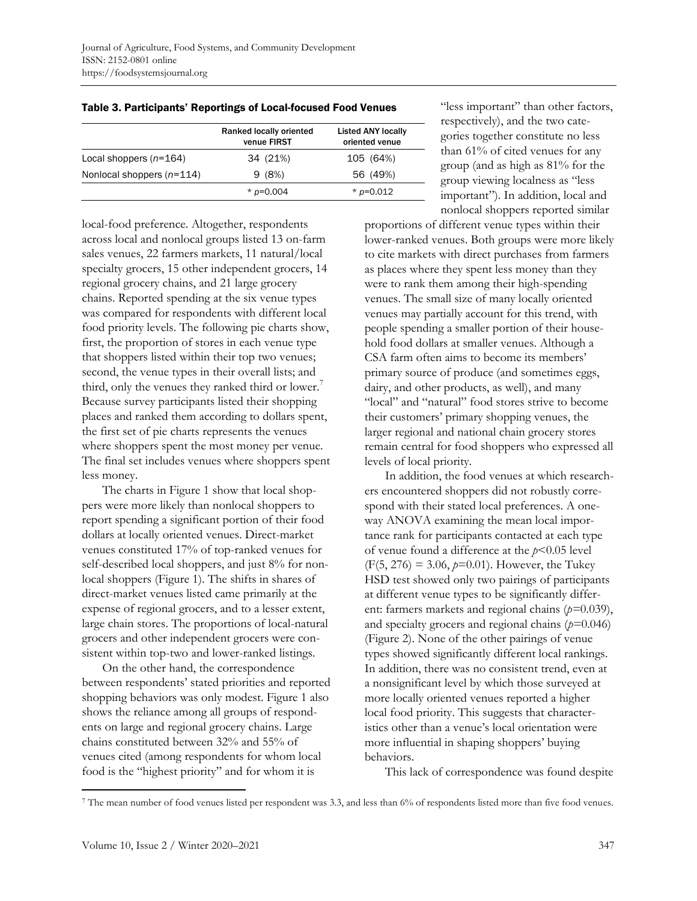**Table 3. Participants' Reportings of Local-focused Food Venues**

| | Ranked locally oriented venue FIRST | Listed ANY locally oriented venue |
|---|---|---|
| Local shoppers (*n*=164) | 34 (21%) | 105 (64%) |
| Nonlocal shoppers (*n*=114) | 9 (8%) | 56 (49%) |
| | * $p$=0.004 | * $p$=0.012 |

local-food preference. Altogether, respondents across local and nonlocal groups listed 13 on-farm sales venues, 22 farmers markets, 11 natural/local specialty grocers, 15 other independent grocers, 14 regional grocery chains, and 21 large grocery chains. Reported spending at the six venue types was compared for respondents with different local food priority levels. The following pie charts show, first, the proportion of stores in each venue type that shoppers listed within their top two venues; second, the venue types in their overall lists; and third, only the venues they ranked third or lower.[7] Because survey participants listed their shopping places and ranked them according to dollars spent, the first set of pie charts represents the venues where shoppers spent the most money per venue. The final set includes venues where shoppers spent less money.

The charts in Figure 1 show that local shoppers were more likely than nonlocal shoppers to report spending a significant portion of their food dollars at locally oriented venues. Direct-market venues constituted 17% of top-ranked venues for self-described local shoppers, and just 8% for nonlocal shoppers (Figure 1). The shifts in shares of direct-market venues listed came primarily at the expense of regional grocers, and to a lesser extent, large chain stores. The proportions of local-natural grocers and other independent grocers were consistent within top-two and lower-ranked listings.

On the other hand, the correspondence between respondents' stated priorities and reported shopping behaviors was only modest. Figure 1 also shows the reliance among all groups of respondents on large and regional grocery chains. Large chains constituted between 32% and 55% of venues cited (among respondents for whom local food is the "highest priority" and for whom it is "less important" than other factors, respectively), and the two categories together constitute no less than 61% of cited venues for any group (and as high as 81% for the group viewing localness as "less important"). In addition, local and nonlocal shoppers reported similar proportions of different venue types within their lower-ranked venues. Both groups were more likely to cite markets with direct purchases from farmers as places where they spent less money than they were to rank them among their high-spending venues. The small size of many locally oriented venues may partially account for this trend, with people spending a smaller portion of their household food dollars at smaller venues. Although a CSA farm often aims to become its members' primary source of produce (and sometimes eggs, dairy, and other products, as well), and many "local" and "natural" food stores strive to become their customers' primary shopping venues, the larger regional and national chain grocery stores remain central for food shoppers who expressed all levels of local priority.

In addition, the food venues at which researchers encountered shoppers did not robustly correspond with their stated local preferences. A one-way ANOVA examining the mean local importance rank for participants contacted at each type of venue found a difference at the $p$<0.05 level ($F(5, 276) = 3.06$, $p$=0.01). However, the Tukey HSD test showed only two pairings of participants at different venue types to be significantly different: farmers markets and regional chains ($p$=0.039), and specialty grocers and regional chains ($p$=0.046) (Figure 2). None of the other pairings of venue types showed significantly different local rankings. In addition, there was no consistent trend, even at a nonsignificant level by which those surveyed at more locally oriented venues reported a higher local food priority. This suggests that characteristics other than a venue's local orientation were more influential in shaping shoppers' buying behaviors.

This lack of correspondence was found despite

[7] The mean number of food venues listed per respondent was 3.3, and less than 6% of respondents listed more than five food venues.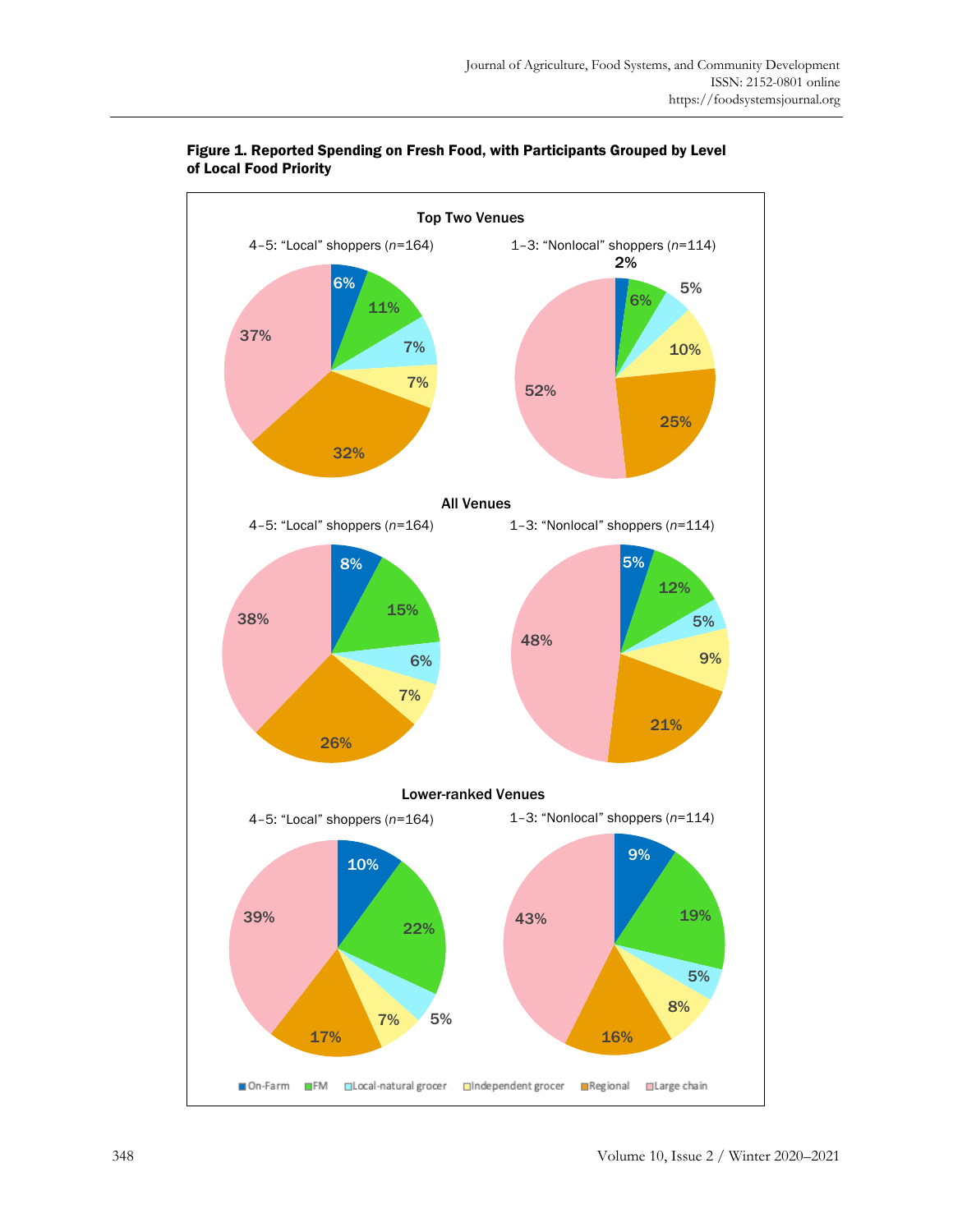**Figure 1. Reported Spending on Fresh Food, with Participants Grouped by Level of Local Food Priority**

**Top Two Venues**

| Venue | 4–5: "Local" shoppers (*n*=164) | 1–3: "Nonlocal" shoppers (*n*=114) |
|---|---|---|
| On-Farm | 6% | 2% |
| FM | 11% | 6% |
| Local-natural grocer | 7% | 5% |
| Independent grocer | 7% | 10% |
| Regional | 32% | 25% |
| Large chain | 37% | 52% |

**All Venues**

| Venue | 4–5: "Local" shoppers (*n*=164) | 1–3: "Nonlocal" shoppers (*n*=114) |
|---|---|---|
| On-Farm | 8% | 5% |
| FM | 15% | 12% |
| Local-natural grocer | 6% | 5% |
| Independent grocer | 7% | 9% |
| Regional | 26% | 21% |
| Large chain | 38% | 48% |

**Lower-ranked Venues**

| Venue | 4–5: "Local" shoppers (*n*=164) | 1–3: "Nonlocal" shoppers (*n*=114) |
|---|---|---|
| On-Farm | 10% | 9% |
| FM | 22% | 19% |
| Local-natural grocer | 5% | 5% |
| Independent grocer | 7% | 8% |
| Regional | 17% | 16% |
| Large chain | 39% | 43% |

■ On-Farm ■ FM ■ Local-natural grocer ■ Independent grocer ■ Regional ■ Large chain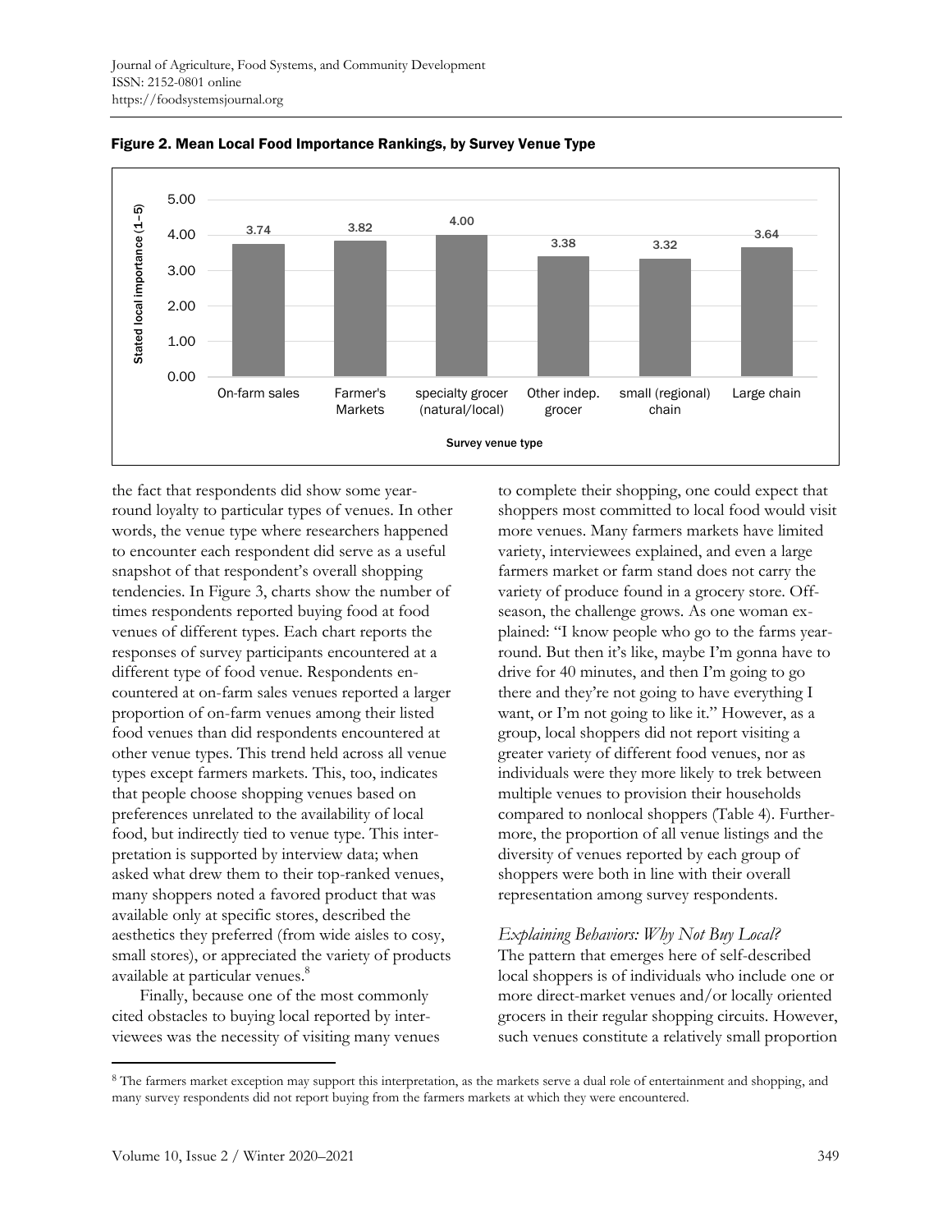**Figure 2. Mean Local Food Importance Rankings, by Survey Venue Type**

the fact that respondents did show some year-round loyalty to particular types of venues. In other words, the venue type where researchers happened to encounter each respondent did serve as a useful snapshot of that respondent's overall shopping tendencies. In Figure 3, charts show the number of times respondents reported buying food at food venues of different types. Each chart reports the responses of survey participants encountered at a different type of food venue. Respondents encountered at on-farm sales venues reported a larger proportion of on-farm venues among their listed food venues than did respondents encountered at other venue types. This trend held across all venue types except farmers markets. This, too, indicates that people choose shopping venues based on preferences unrelated to the availability of local food, but indirectly tied to venue type. This interpretation is supported by interview data; when asked what drew them to their top-ranked venues, many shoppers noted a favored product that was available only at specific stores, described the aesthetics they preferred (from wide aisles to cosy, small stores), or appreciated the variety of products available at particular venues.[8]

Finally, because one of the most commonly cited obstacles to buying local reported by interviewees was the necessity of visiting many venues to complete their shopping, one could expect that shoppers most committed to local food would visit more venues. Many farmers markets have limited variety, interviewees explained, and even a large farmers market or farm stand does not carry the variety of produce found in a grocery store. Off-season, the challenge grows. As one woman explained: "I know people who go to the farms year-round. But then it's like, maybe I'm gonna have to drive for 40 minutes, and then I'm going to go there and they're not going to have everything I want, or I'm not going to like it." However, as a group, local shoppers did not report visiting a greater variety of different food venues, nor as individuals were they more likely to trek between multiple venues to provision their households compared to nonlocal shoppers (Table 4). Furthermore, the proportion of all venue listings and the diversity of venues reported by each group of shoppers were both in line with their overall representation among survey respondents.

### *Explaining Behaviors: Why Not Buy Local?*

The pattern that emerges here of self-described local shoppers is of individuals who include one or more direct-market venues and/or locally oriented grocers in their regular shopping circuits. However, such venues constitute a relatively small proportion

[8] The farmers market exception may support this interpretation, as the markets serve a dual role of entertainment and shopping, and many survey respondents did not report buying from the farmers markets at which they were encountered.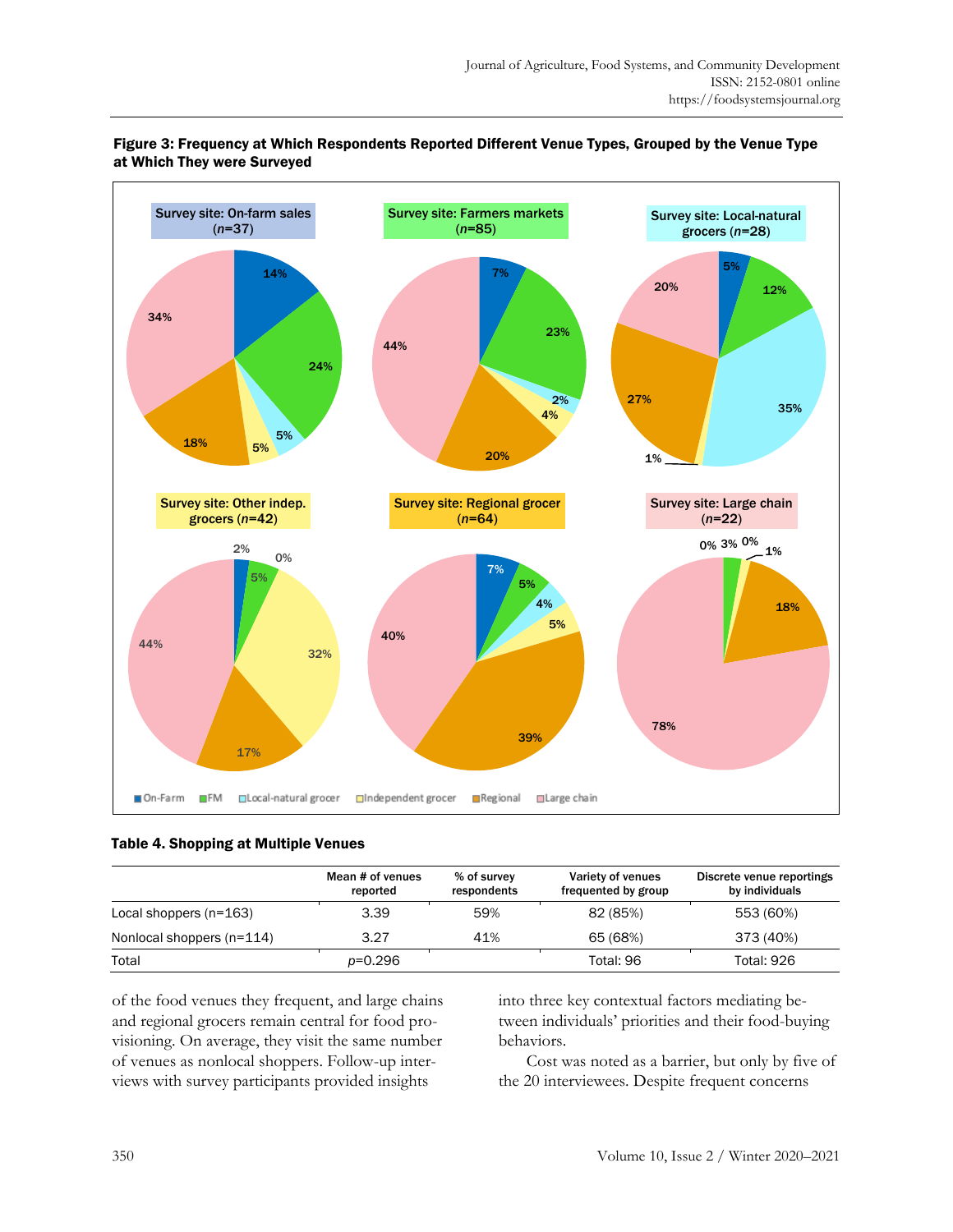**Figure 3: Frequency at Which Respondents Reported Different Venue Types, Grouped by the Venue Type at Which They were Surveyed**

**Table 4. Shopping at Multiple Venues**

| | Mean # of venues reported | % of survey respondents | Variety of venues frequented by group | Discrete venue reportings by individuals |
|---|---|---|---|---|
| Local shoppers (n=163) | 3.39 | 59% | 82 (85%) | 553 (60%) |
| Nonlocal shoppers (n=114) | 3.27 | 41% | 65 (68%) | 373 (40%) |
| Total | *p*=0.296 | | Total: 96 | Total: 926 |

of the food venues they frequent, and large chains and regional grocers remain central for food provisioning. On average, they visit the same number of venues as nonlocal shoppers. Follow-up interviews with survey participants provided insights into three key contextual factors mediating between individuals' priorities and their food-buying behaviors.

Cost was noted as a barrier, but only by five of the 20 interviewees. Despite frequent concerns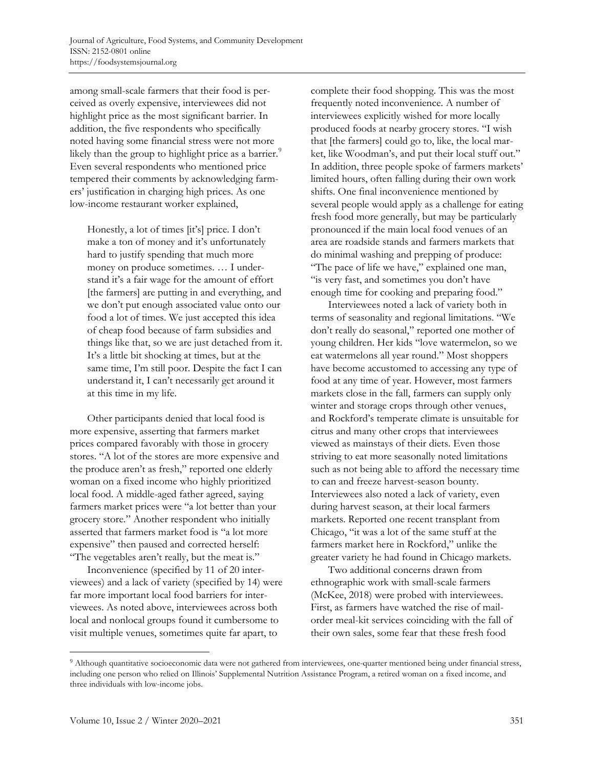among small-scale farmers that their food is perceived as overly expensive, interviewees did not highlight price as the most significant barrier. In addition, the five respondents who specifically noted having some financial stress were not more likely than the group to highlight price as a barrier.[9] Even several respondents who mentioned price tempered their comments by acknowledging farmers' justification in charging high prices. As one low-income restaurant worker explained,

> Honestly, a lot of times [it's] price. I don't make a ton of money and it's unfortunately hard to justify spending that much more money on produce sometimes. … I understand it's a fair wage for the amount of effort [the farmers] are putting in and everything, and we don't put enough associated value onto our food a lot of times. We just accepted this idea of cheap food because of farm subsidies and things like that, so we are just detached from it. It's a little bit shocking at times, but at the same time, I'm still poor. Despite the fact I can understand it, I can't necessarily get around it at this time in my life.

Other participants denied that local food is more expensive, asserting that farmers market prices compared favorably with those in grocery stores. "A lot of the stores are more expensive and the produce aren't as fresh," reported one elderly woman on a fixed income who highly prioritized local food. A middle-aged father agreed, saying farmers market prices were "a lot better than your grocery store." Another respondent who initially asserted that farmers market food is "a lot more expensive" then paused and corrected herself: "The vegetables aren't really, but the meat is."

Inconvenience (specified by 11 of 20 interviewees) and a lack of variety (specified by 14) were far more important local food barriers for interviewees. As noted above, interviewees across both local and nonlocal groups found it cumbersome to visit multiple venues, sometimes quite far apart, to complete their food shopping. This was the most frequently noted inconvenience. A number of interviewees explicitly wished for more locally produced foods at nearby grocery stores. "I wish that [the farmers] could go to, like, the local market, like Woodman's, and put their local stuff out." In addition, three people spoke of farmers markets' limited hours, often falling during their own work shifts. One final inconvenience mentioned by several people would apply as a challenge for eating fresh food more generally, but may be particularly pronounced if the main local food venues of an area are roadside stands and farmers markets that do minimal washing and prepping of produce: "The pace of life we have," explained one man, "is very fast, and sometimes you don't have enough time for cooking and preparing food."

Interviewees noted a lack of variety both in terms of seasonality and regional limitations. "We don't really do seasonal," reported one mother of young children. Her kids "love watermelon, so we eat watermelons all year round." Most shoppers have become accustomed to accessing any type of food at any time of year. However, most farmers markets close in the fall, farmers can supply only winter and storage crops through other venues, and Rockford's temperate climate is unsuitable for citrus and many other crops that interviewees viewed as mainstays of their diets. Even those striving to eat more seasonally noted limitations such as not being able to afford the necessary time to can and freeze harvest-season bounty. Interviewees also noted a lack of variety, even during harvest season, at their local farmers markets. Reported one recent transplant from Chicago, "it was a lot of the same stuff at the farmers market here in Rockford," unlike the greater variety he had found in Chicago markets.

Two additional concerns drawn from ethnographic work with small-scale farmers (McKee, 2018) were probed with interviewees. First, as farmers have watched the rise of mail-order meal-kit services coinciding with the fall of their own sales, some fear that these fresh food

---

[9] Although quantitative socioeconomic data were not gathered from interviewees, one-quarter mentioned being under financial stress, including one person who relied on Illinois' Supplemental Nutrition Assistance Program, a retired woman on a fixed income, and three individuals with low-income jobs.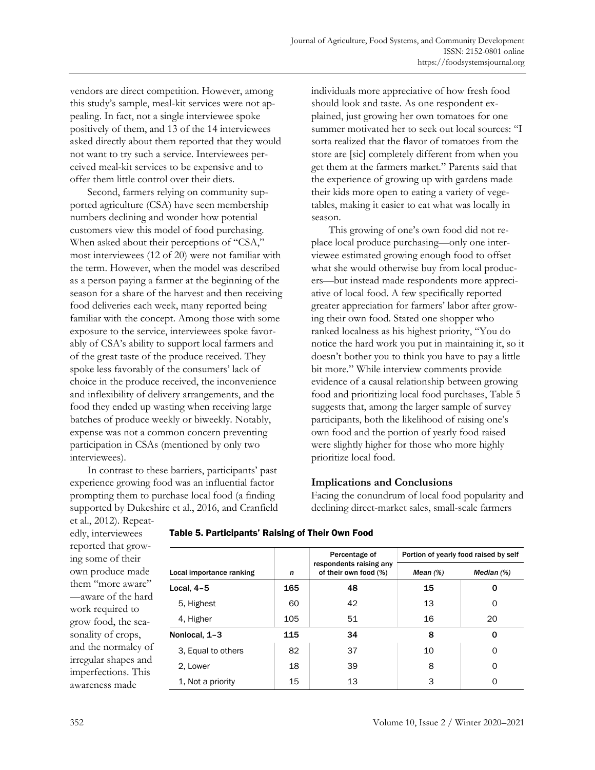vendors are direct competition. However, among this study's sample, meal-kit services were not appealing. In fact, not a single interviewee spoke positively of them, and 13 of the 14 interviewees asked directly about them reported that they would not want to try such a service. Interviewees perceived meal-kit services to be expensive and to offer them little control over their diets.

Second, farmers relying on community supported agriculture (CSA) have seen membership numbers declining and wonder how potential customers view this model of food purchasing. When asked about their perceptions of "CSA," most interviewees (12 of 20) were not familiar with the term. However, when the model was described as a person paying a farmer at the beginning of the season for a share of the harvest and then receiving food deliveries each week, many reported being familiar with the concept. Among those with some exposure to the service, interviewees spoke favorably of CSA's ability to support local farmers and of the great taste of the produce received. They spoke less favorably of the consumers' lack of choice in the produce received, the inconvenience and inflexibility of delivery arrangements, and the food they ended up wasting when receiving large batches of produce weekly or biweekly. Notably, expense was not a common concern preventing participation in CSAs (mentioned by only two interviewees).

In contrast to these barriers, participants' past experience growing food was an influential factor prompting them to purchase local food (a finding supported by Dukeshire et al., 2016, and Cranfield et al., 2012). Repeatedly, interviewees reported that growing some of their own produce made them "more aware"—aware of the hard work required to grow food, the seasonality of crops, and the normalcy of irregular shapes and imperfections. This awareness made individuals more appreciative of how fresh food should look and taste. As one respondent explained, just growing her own tomatoes for one summer motivated her to seek out local sources: "I sorta realized that the flavor of tomatoes from the store are [sic] completely different from when you get them at the farmers market." Parents said that the experience of growing up with gardens made their kids more open to eating a variety of vegetables, making it easier to eat what was locally in season.

This growing of one's own food did not replace local produce purchasing—only one interviewee estimated growing enough food to offset what she would otherwise buy from local producers—but instead made respondents more appreciative of local food. A few specifically reported greater appreciation for farmers' labor after growing their own food. Stated one shopper who ranked localness as his highest priority, "You do notice the hard work you put in maintaining it, so it doesn't bother you to think you have to pay a little bit more." While interview comments provide evidence of a causal relationship between growing food and prioritizing local food purchases, Table 5 suggests that, among the larger sample of survey participants, both the likelihood of raising one's own food and the portion of yearly food raised were slightly higher for those who more highly prioritize local food.

**Table 5. Participants' Raising of Their Own Food**

| Local importance ranking | *n* | Percentage of respondents raising any of their own food (%) | Portion of yearly food raised by self | |
|---|---|---|---|---|
| | | | *Mean (%)* | *Median (%)* |
| **Local, 4–5** | **165** | **48** | **15** | **0** |
| 5, Highest | 60 | 42 | 13 | 0 |
| 4, Higher | 105 | 51 | 16 | 20 |
| **Nonlocal, 1–3** | **115** | **34** | **8** | **0** |
| 3, Equal to others | 82 | 37 | 10 | 0 |
| 2, Lower | 18 | 39 | 8 | 0 |
| 1, Not a priority | 15 | 13 | 3 | 0 |

## Implications and Conclusions

Facing the conundrum of local food popularity and declining direct-market sales, small-scale farmers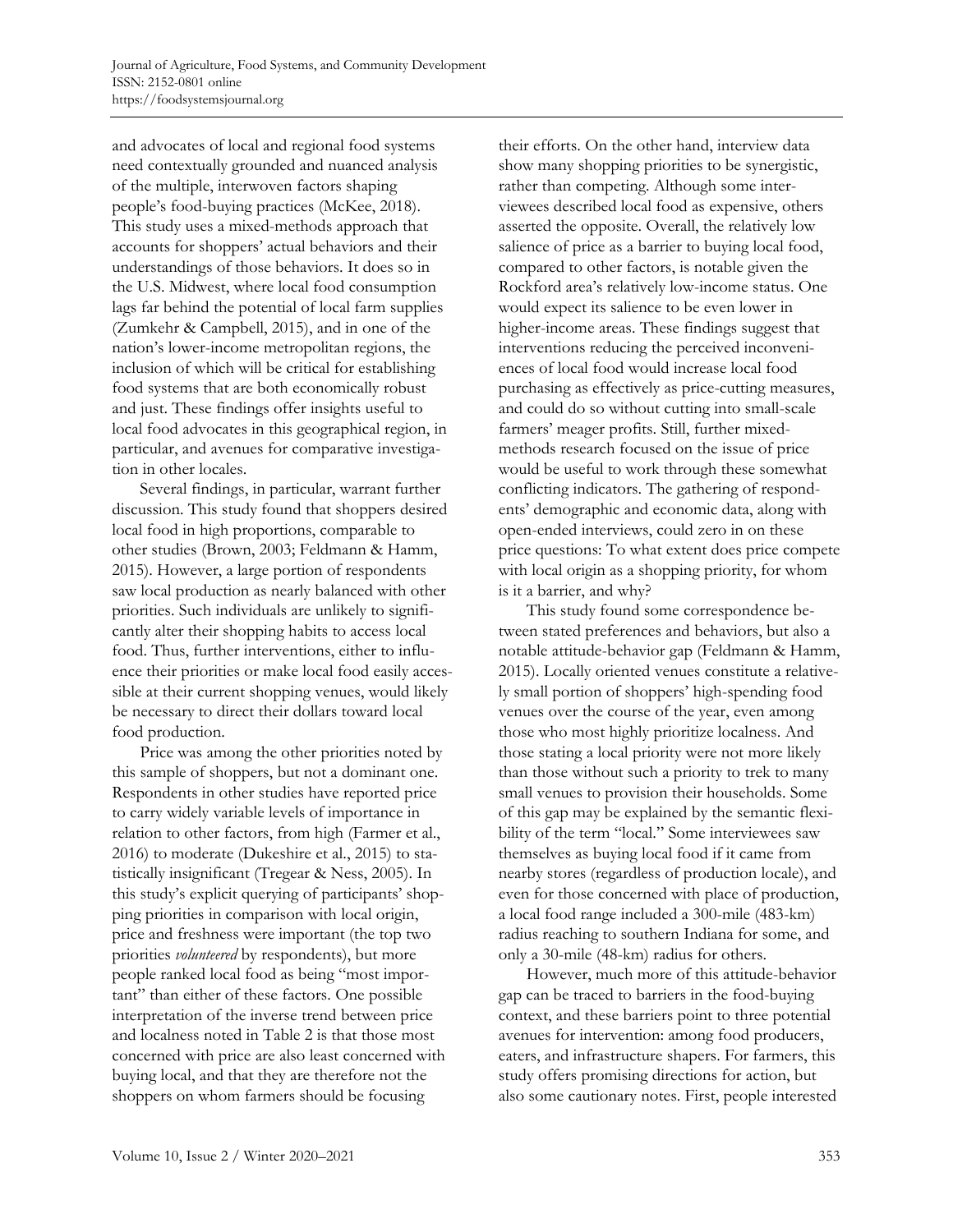and advocates of local and regional food systems need contextually grounded and nuanced analysis of the multiple, interwoven factors shaping people's food-buying practices (McKee, 2018). This study uses a mixed-methods approach that accounts for shoppers' actual behaviors and their understandings of those behaviors. It does so in the U.S. Midwest, where local food consumption lags far behind the potential of local farm supplies (Zumkehr & Campbell, 2015), and in one of the nation's lower-income metropolitan regions, the inclusion of which will be critical for establishing food systems that are both economically robust and just. These findings offer insights useful to local food advocates in this geographical region, in particular, and avenues for comparative investigation in other locales.

Several findings, in particular, warrant further discussion. This study found that shoppers desired local food in high proportions, comparable to other studies (Brown, 2003; Feldmann & Hamm, 2015). However, a large portion of respondents saw local production as nearly balanced with other priorities. Such individuals are unlikely to significantly alter their shopping habits to access local food. Thus, further interventions, either to influence their priorities or make local food easily accessible at their current shopping venues, would likely be necessary to direct their dollars toward local food production.

Price was among the other priorities noted by this sample of shoppers, but not a dominant one. Respondents in other studies have reported price to carry widely variable levels of importance in relation to other factors, from high (Farmer et al., 2016) to moderate (Dukeshire et al., 2015) to statistically insignificant (Tregear & Ness, 2005). In this study's explicit querying of participants' shopping priorities in comparison with local origin, price and freshness were important (the top two priorities *volunteered* by respondents), but more people ranked local food as being "most important" than either of these factors. One possible interpretation of the inverse trend between price and localness noted in Table 2 is that those most concerned with price are also least concerned with buying local, and that they are therefore not the shoppers on whom farmers should be focusing their efforts. On the other hand, interview data show many shopping priorities to be synergistic, rather than competing. Although some interviewees described local food as expensive, others asserted the opposite. Overall, the relatively low salience of price as a barrier to buying local food, compared to other factors, is notable given the Rockford area's relatively low-income status. One would expect its salience to be even lower in higher-income areas. These findings suggest that interventions reducing the perceived inconveniences of local food would increase local food purchasing as effectively as price-cutting measures, and could do so without cutting into small-scale farmers' meager profits. Still, further mixed-methods research focused on the issue of price would be useful to work through these somewhat conflicting indicators. The gathering of respondents' demographic and economic data, along with open-ended interviews, could zero in on these price questions: To what extent does price compete with local origin as a shopping priority, for whom is it a barrier, and why?

This study found some correspondence between stated preferences and behaviors, but also a notable attitude-behavior gap (Feldmann & Hamm, 2015). Locally oriented venues constitute a relatively small portion of shoppers' high-spending food venues over the course of the year, even among those who most highly prioritize localness. And those stating a local priority were not more likely than those without such a priority to trek to many small venues to provision their households. Some of this gap may be explained by the semantic flexibility of the term "local." Some interviewees saw themselves as buying local food if it came from nearby stores (regardless of production locale), and even for those concerned with place of production, a local food range included a 300-mile (483-km) radius reaching to southern Indiana for some, and only a 30-mile (48-km) radius for others.

However, much more of this attitude-behavior gap can be traced to barriers in the food-buying context, and these barriers point to three potential avenues for intervention: among food producers, eaters, and infrastructure shapers. For farmers, this study offers promising directions for action, but also some cautionary notes. First, people interested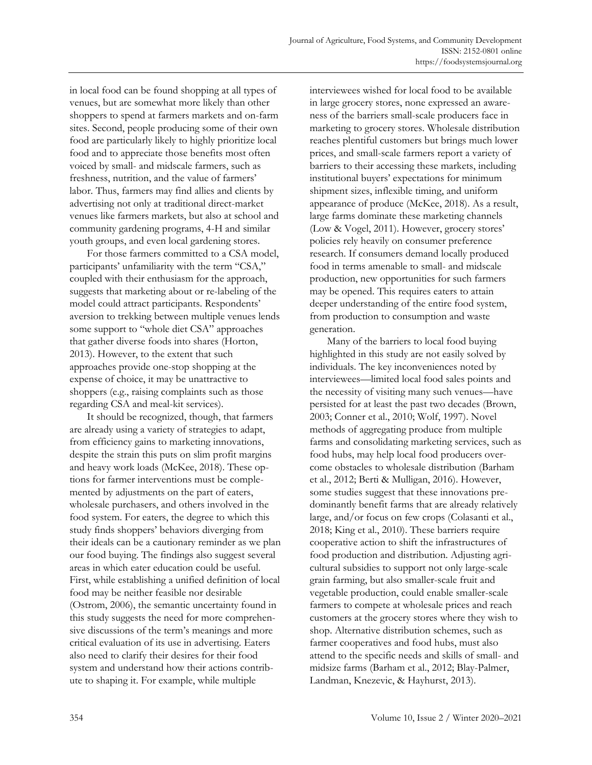in local food can be found shopping at all types of venues, but are somewhat more likely than other shoppers to spend at farmers markets and on-farm sites. Second, people producing some of their own food are particularly likely to highly prioritize local food and to appreciate those benefits most often voiced by small- and midscale farmers, such as freshness, nutrition, and the value of farmers' labor. Thus, farmers may find allies and clients by advertising not only at traditional direct-market venues like farmers markets, but also at school and community gardening programs, 4-H and similar youth groups, and even local gardening stores.

For those farmers committed to a CSA model, participants' unfamiliarity with the term "CSA," coupled with their enthusiasm for the approach, suggests that marketing about or re-labeling of the model could attract participants. Respondents' aversion to trekking between multiple venues lends some support to "whole diet CSA" approaches that gather diverse foods into shares (Horton, 2013). However, to the extent that such approaches provide one-stop shopping at the expense of choice, it may be unattractive to shoppers (e.g., raising complaints such as those regarding CSA and meal-kit services).

It should be recognized, though, that farmers are already using a variety of strategies to adapt, from efficiency gains to marketing innovations, despite the strain this puts on slim profit margins and heavy work loads (McKee, 2018). These options for farmer interventions must be complemented by adjustments on the part of eaters, wholesale purchasers, and others involved in the food system. For eaters, the degree to which this study finds shoppers' behaviors diverging from their ideals can be a cautionary reminder as we plan our food buying. The findings also suggest several areas in which eater education could be useful. First, while establishing a unified definition of local food may be neither feasible nor desirable (Ostrom, 2006), the semantic uncertainty found in this study suggests the need for more comprehensive discussions of the term's meanings and more critical evaluation of its use in advertising. Eaters also need to clarify their desires for their food system and understand how their actions contribute to shaping it. For example, while multiple interviewees wished for local food to be available in large grocery stores, none expressed an awareness of the barriers small-scale producers face in marketing to grocery stores. Wholesale distribution reaches plentiful customers but brings much lower prices, and small-scale farmers report a variety of barriers to their accessing these markets, including institutional buyers' expectations for minimum shipment sizes, inflexible timing, and uniform appearance of produce (McKee, 2018). As a result, large farms dominate these marketing channels (Low & Vogel, 2011). However, grocery stores' policies rely heavily on consumer preference research. If consumers demand locally produced food in terms amenable to small- and midscale production, new opportunities for such farmers may be opened. This requires eaters to attain deeper understanding of the entire food system, from production to consumption and waste generation.

Many of the barriers to local food buying highlighted in this study are not easily solved by individuals. The key inconveniences noted by interviewees—limited local food sales points and the necessity of visiting many such venues—have persisted for at least the past two decades (Brown, 2003; Conner et al., 2010; Wolf, 1997). Novel methods of aggregating produce from multiple farms and consolidating marketing services, such as food hubs, may help local food producers overcome obstacles to wholesale distribution (Barham et al., 2012; Berti & Mulligan, 2016). However, some studies suggest that these innovations predominantly benefit farms that are already relatively large, and/or focus on few crops (Colasanti et al., 2018; King et al., 2010). These barriers require cooperative action to shift the infrastructures of food production and distribution. Adjusting agricultural subsidies to support not only large-scale grain farming, but also smaller-scale fruit and vegetable production, could enable smaller-scale farmers to compete at wholesale prices and reach customers at the grocery stores where they wish to shop. Alternative distribution schemes, such as farmer cooperatives and food hubs, must also attend to the specific needs and skills of small- and midsize farms (Barham et al., 2012; Blay-Palmer, Landman, Knezevic, & Hayhurst, 2013).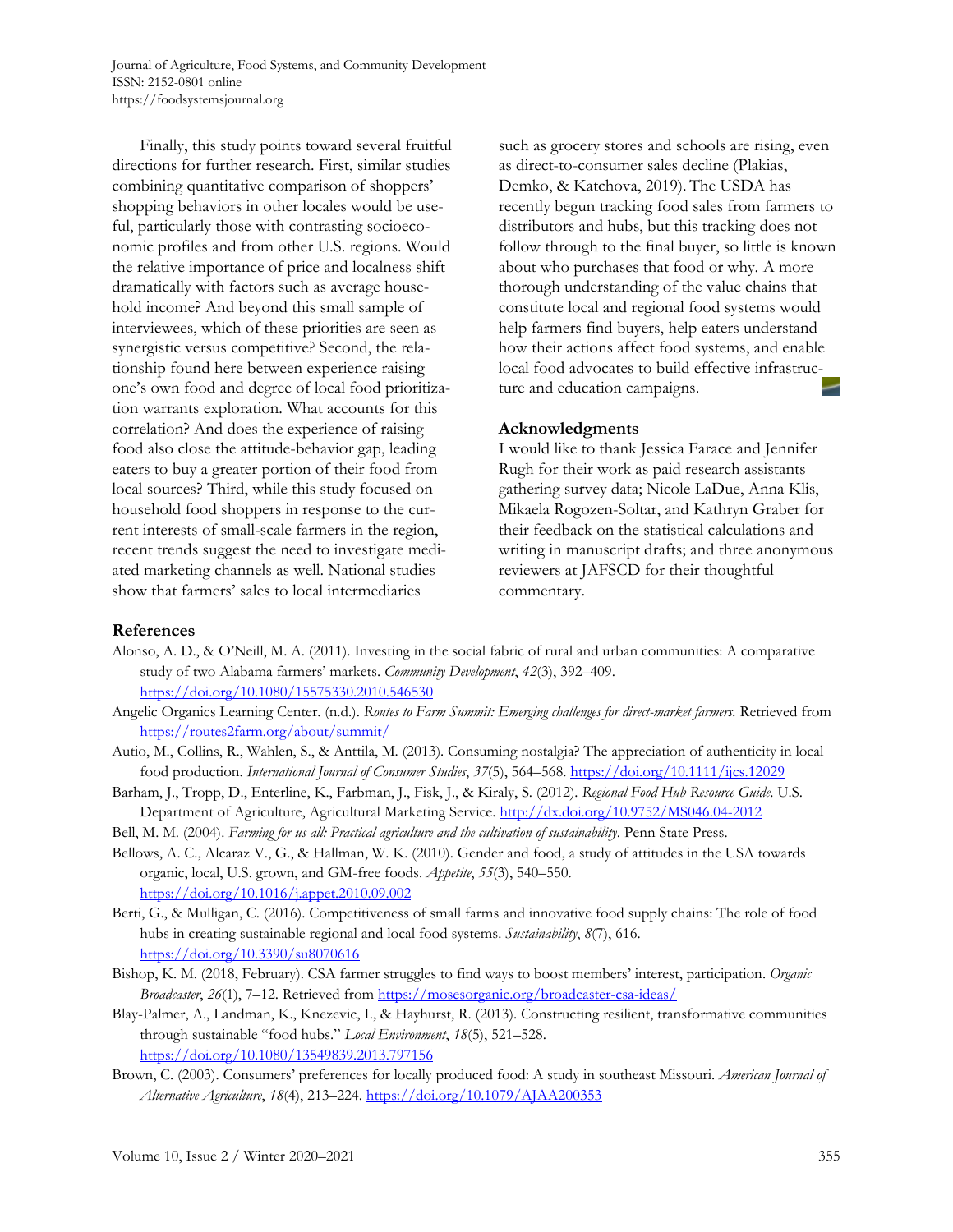Finally, this study points toward several fruitful directions for further research. First, similar studies combining quantitative comparison of shoppers' shopping behaviors in other locales would be useful, particularly those with contrasting socioeconomic profiles and from other U.S. regions. Would the relative importance of price and localness shift dramatically with factors such as average household income? And beyond this small sample of interviewees, which of these priorities are seen as synergistic versus competitive? Second, the relationship found here between experience raising one's own food and degree of local food prioritization warrants exploration. What accounts for this correlation? And does the experience of raising food also close the attitude-behavior gap, leading eaters to buy a greater portion of their food from local sources? Third, while this study focused on household food shoppers in response to the current interests of small-scale farmers in the region, recent trends suggest the need to investigate mediated marketing channels as well. National studies show that farmers' sales to local intermediaries such as grocery stores and schools are rising, even as direct-to-consumer sales decline (Plakias, Demko, & Katchova, 2019). The USDA has recently begun tracking food sales from farmers to distributors and hubs, but this tracking does not follow through to the final buyer, so little is known about who purchases that food or why. A more thorough understanding of the value chains that constitute local and regional food systems would help farmers find buyers, help eaters understand how their actions affect food systems, and enable local food advocates to build effective infrastructure and education campaigns.

## Acknowledgments

I would like to thank Jessica Farace and Jennifer Rugh for their work as paid research assistants gathering survey data; Nicole LaDue, Anna Klis, Mikaela Rogozen-Soltar, and Kathryn Graber for their feedback on the statistical calculations and writing in manuscript drafts; and three anonymous reviewers at JAFSCD for their thoughtful commentary.

## References

Alonso, A. D., & O'Neill, M. A. (2011). Investing in the social fabric of rural and urban communities: A comparative study of two Alabama farmers' markets. *Community Development*, *42*(3), 392–409. https://doi.org/10.1080/15575330.2010.546530

Angelic Organics Learning Center. (n.d.). *Routes to Farm Summit: Emerging challenges for direct-market farmers.* Retrieved from https://routes2farm.org/about/summit/

Autio, M., Collins, R., Wahlen, S., & Anttila, M. (2013). Consuming nostalgia? The appreciation of authenticity in local food production. *International Journal of Consumer Studies*, *37*(5), 564–568. https://doi.org/10.1111/ijcs.12029

Barham, J., Tropp, D., Enterline, K., Farbman, J., Fisk, J., & Kiraly, S. (2012). *Regional Food Hub Resource Guide.* U.S. Department of Agriculture, Agricultural Marketing Service. http://dx.doi.org/10.9752/MS046.04-2012

Bell, M. M. (2004). *Farming for us all: Practical agriculture and the cultivation of sustainability*. Penn State Press.

Bellows, A. C., Alcaraz V., G., & Hallman, W. K. (2010). Gender and food, a study of attitudes in the USA towards organic, local, U.S. grown, and GM-free foods. *Appetite*, *55*(3), 540–550. https://doi.org/10.1016/j.appet.2010.09.002

Berti, G., & Mulligan, C. (2016). Competitiveness of small farms and innovative food supply chains: The role of food hubs in creating sustainable regional and local food systems. *Sustainability*, *8*(7), 616. https://doi.org/10.3390/su8070616

Bishop, K. M. (2018, February). CSA farmer struggles to find ways to boost members' interest, participation. *Organic Broadcaster*, *26*(1), 7–12. Retrieved from https://mosesorganic.org/broadcaster-csa-ideas/

Blay-Palmer, A., Landman, K., Knezevic, I., & Hayhurst, R. (2013). Constructing resilient, transformative communities through sustainable "food hubs." *Local Environment*, *18*(5), 521–528. https://doi.org/10.1080/13549839.2013.797156

Brown, C. (2003). Consumers' preferences for locally produced food: A study in southeast Missouri. *American Journal of Alternative Agriculture*, *18*(4), 213–224. https://doi.org/10.1079/AJAA200353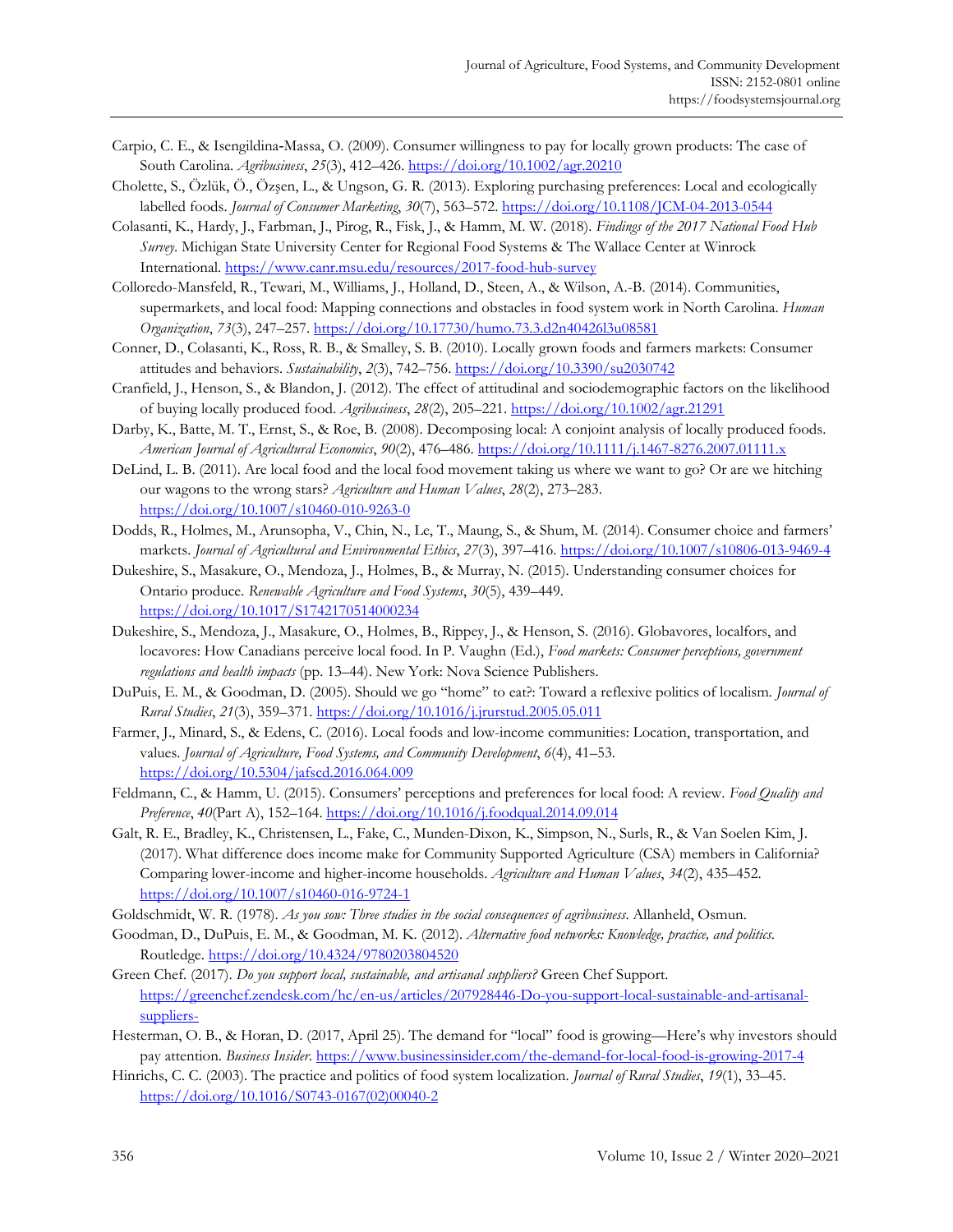Carpio, C. E., & Isengildina-Massa, O. (2009). Consumer willingness to pay for locally grown products: The case of South Carolina. *Agribusiness*, *25*(3), 412–426. https://doi.org/10.1002/agr.20210

Cholette, S., Özlük, Ö., Özşen, L., & Ungson, G. R. (2013). Exploring purchasing preferences: Local and ecologically labelled foods. *Journal of Consumer Marketing*, *30*(7), 563–572. https://doi.org/10.1108/JCM-04-2013-0544

Colasanti, K., Hardy, J., Farbman, J., Pirog, R., Fisk, J., & Hamm, M. W. (2018). *Findings of the 2017 National Food Hub Survey*. Michigan State University Center for Regional Food Systems & The Wallace Center at Winrock International. https://www.canr.msu.edu/resources/2017-food-hub-survey

Colloredo-Mansfeld, R., Tewari, M., Williams, J., Holland, D., Steen, A., & Wilson, A.-B. (2014). Communities, supermarkets, and local food: Mapping connections and obstacles in food system work in North Carolina. *Human Organization*, *73*(3), 247–257. https://doi.org/10.17730/humo.73.3.d2n40426l3u08581

Conner, D., Colasanti, K., Ross, R. B., & Smalley, S. B. (2010). Locally grown foods and farmers markets: Consumer attitudes and behaviors. *Sustainability*, *2*(3), 742–756. https://doi.org/10.3390/su2030742

Cranfield, J., Henson, S., & Blandon, J. (2012). The effect of attitudinal and sociodemographic factors on the likelihood of buying locally produced food. *Agribusiness*, *28*(2), 205–221. https://doi.org/10.1002/agr.21291

Darby, K., Batte, M. T., Ernst, S., & Roe, B. (2008). Decomposing local: A conjoint analysis of locally produced foods. *American Journal of Agricultural Economics*, *90*(2), 476–486. https://doi.org/10.1111/j.1467-8276.2007.01111.x

DeLind, L. B. (2011). Are local food and the local food movement taking us where we want to go? Or are we hitching our wagons to the wrong stars? *Agriculture and Human Values*, *28*(2), 273–283. https://doi.org/10.1007/s10460-010-9263-0

Dodds, R., Holmes, M., Arunsopha, V., Chin, N., Le, T., Maung, S., & Shum, M. (2014). Consumer choice and farmers' markets. *Journal of Agricultural and Environmental Ethics*, *27*(3), 397–416. https://doi.org/10.1007/s10806-013-9469-4

Dukeshire, S., Masakure, O., Mendoza, J., Holmes, B., & Murray, N. (2015). Understanding consumer choices for Ontario produce. *Renewable Agriculture and Food Systems*, *30*(5), 439–449. https://doi.org/10.1017/S1742170514000234

Dukeshire, S., Mendoza, J., Masakure, O., Holmes, B., Rippey, J., & Henson, S. (2016). Globavores, localfors, and locavores: How Canadians perceive local food. In P. Vaughn (Ed.), *Food markets: Consumer perceptions, government regulations and health impacts* (pp. 13–44). New York: Nova Science Publishers.

DuPuis, E. M., & Goodman, D. (2005). Should we go "home" to eat?: Toward a reflexive politics of localism. *Journal of Rural Studies*, *21*(3), 359–371. https://doi.org/10.1016/j.jrurstud.2005.05.011

Farmer, J., Minard, S., & Edens, C. (2016). Local foods and low-income communities: Location, transportation, and values. *Journal of Agriculture, Food Systems, and Community Development*, *6*(4), 41–53. https://doi.org/10.5304/jafscd.2016.064.009

Feldmann, C., & Hamm, U. (2015). Consumers' perceptions and preferences for local food: A review. *Food Quality and Preference*, *40*(Part A), 152–164. https://doi.org/10.1016/j.foodqual.2014.09.014

Galt, R. E., Bradley, K., Christensen, L., Fake, C., Munden-Dixon, K., Simpson, N., Surls, R., & Van Soelen Kim, J. (2017). What difference does income make for Community Supported Agriculture (CSA) members in California? Comparing lower-income and higher-income households. *Agriculture and Human Values*, *34*(2), 435–452. https://doi.org/10.1007/s10460-016-9724-1

Goldschmidt, W. R. (1978). *As you sow: Three studies in the social consequences of agribusiness*. Allanheld, Osmun.

Goodman, D., DuPuis, E. M., & Goodman, M. K. (2012). *Alternative food networks: Knowledge, practice, and politics*. Routledge. https://doi.org/10.4324/9780203804520

Green Chef. (2017). *Do you support local, sustainable, and artisanal suppliers?* Green Chef Support. https://greenchef.zendesk.com/hc/en-us/articles/207928446-Do-you-support-local-sustainable-and-artisanal-suppliers-

Hesterman, O. B., & Horan, D. (2017, April 25). The demand for "local" food is growing—Here's why investors should pay attention. *Business Insider*. https://www.businessinsider.com/the-demand-for-local-food-is-growing-2017-4

Hinrichs, C. C. (2003). The practice and politics of food system localization. *Journal of Rural Studies*, *19*(1), 33–45. https://doi.org/10.1016/S0743-0167(02)00040-2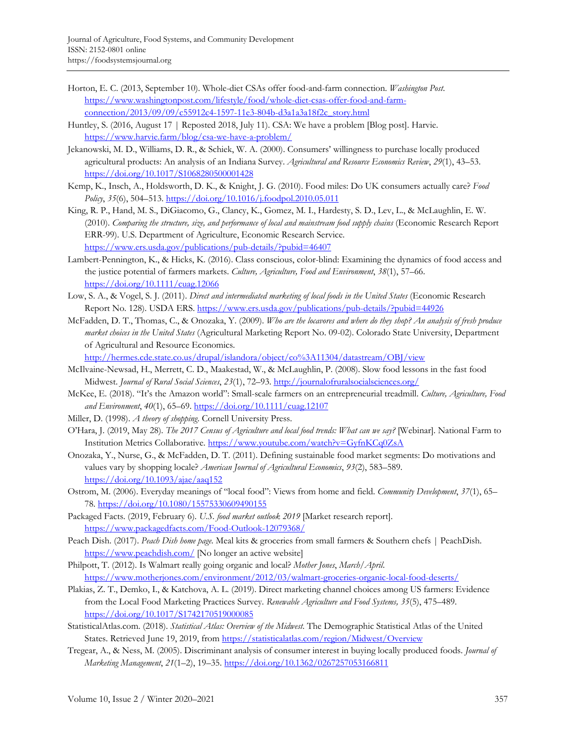Horton, E. C. (2013, September 10). Whole-diet CSAs offer food-and-farm connection. *Washington Post*. https://www.washingtonpost.com/lifestyle/food/whole-diet-csas-offer-food-and-farm-connection/2013/09/09/c55912c4-1597-11e3-804b-d3a1a3a18f2c_story.html

Huntley, S. (2016, August 17 | Reposted 2018, July 11). CSA: We have a problem [Blog post]. Harvie. https://www.harvie.farm/blog/csa-we-have-a-problem/

Jekanowski, M. D., Williams, D. R., & Schiek, W. A. (2000). Consumers' willingness to purchase locally produced agricultural products: An analysis of an Indiana Survey. *Agricultural and Resource Economics Review*, *29*(1), 43–53. https://doi.org/10.1017/S1068280500001428

Kemp, K., Insch, A., Holdsworth, D. K., & Knight, J. G. (2010). Food miles: Do UK consumers actually care? *Food Policy*, *35*(6), 504–513. https://doi.org/10.1016/j.foodpol.2010.05.011

King, R. P., Hand, M. S., DiGiacomo, G., Clancy, K., Gomez, M. I., Hardesty, S. D., Lev, L., & McLaughlin, E. W. (2010). *Comparing the structure, size, and performance of local and mainstream food supply chains* (Economic Research Report ERR-99). U.S. Department of Agriculture, Economic Research Service. https://www.ers.usda.gov/publications/pub-details/?pubid=46407

Lambert-Pennington, K., & Hicks, K. (2016). Class conscious, color-blind: Examining the dynamics of food access and the justice potential of farmers markets. *Culture, Agriculture, Food and Environment*, *38*(1), 57–66. https://doi.org/10.1111/cuag.12066

Low, S. A., & Vogel, S. J. (2011). *Direct and intermediated marketing of local foods in the United States* (Economic Research Report No. 128). USDA ERS. https://www.ers.usda.gov/publications/pub-details/?pubid=44926

McFadden, D. T., Thomas, C., & Onozaka, Y. (2009). *Who are the locavores and where do they shop? An analysis of fresh produce market choices in the United States* (Agricultural Marketing Report No. 09-02). Colorado State University, Department of Agricultural and Resource Economics. http://hermes.cde.state.co.us/drupal/islandora/object/co%3A11304/datastream/OBJ/view

McIlvaine-Newsad, H., Merrett, C. D., Maakestad, W., & McLaughlin, P. (2008). Slow food lessons in the fast food Midwest. *Journal of Rural Social Sciences*, *23*(1), 72–93. http://journalofruralsocialsciences.org/

McKee, E. (2018). "It's the Amazon world": Small-scale farmers on an entrepreneurial treadmill. *Culture, Agriculture, Food and Environment*, *40*(1), 65–69. https://doi.org/10.1111/cuag.12107

Miller, D. (1998). *A theory of shopping*. Cornell University Press.

O'Hara, J. (2019, May 28). *The 2017 Census of Agriculture and local food trends: What can we say?* [Webinar]. National Farm to Institution Metrics Collaborative. https://www.youtube.com/watch?v=GyfnKCq0ZsA

Onozaka, Y., Nurse, G., & McFadden, D. T. (2011). Defining sustainable food market segments: Do motivations and values vary by shopping locale? *American Journal of Agricultural Economics*, *93*(2), 583–589. https://doi.org/10.1093/ajae/aaq152

Ostrom, M. (2006). Everyday meanings of "local food": Views from home and field. *Community Development*, *37*(1), 65–78. https://doi.org/10.1080/15575330609490155

Packaged Facts. (2019, February 6). *U.S. food market outlook 2019* [Market research report]. https://www.packagedfacts.com/Food-Outlook-12079368/

Peach Dish. (2017). *Peach Dish home page*. Meal kits & groceries from small farmers & Southern chefs | PeachDish. https://www.peachdish.com/ [No longer an active website]

Philpott, T. (2012). Is Walmart really going organic and local? *Mother Jones*, *March/April*. https://www.motherjones.com/environment/2012/03/walmart-groceries-organic-local-food-deserts/

Plakias, Z. T., Demko, I., & Katchova, A. L. (2019). Direct marketing channel choices among US farmers: Evidence from the Local Food Marketing Practices Survey. *Renewable Agriculture and Food Systems, 35*(5), 475–489. https://doi.org/10.1017/S1742170519000085

StatisticalAtlas.com. (2018). *Statistical Atlas: Overview of the Midwest*. The Demographic Statistical Atlas of the United States. Retrieved June 19, 2019, from https://statisticalatlas.com/region/Midwest/Overview

Tregear, A., & Ness, M. (2005). Discriminant analysis of consumer interest in buying locally produced foods. *Journal of Marketing Management*, *21*(1–2), 19–35. https://doi.org/10.1362/0267257053166811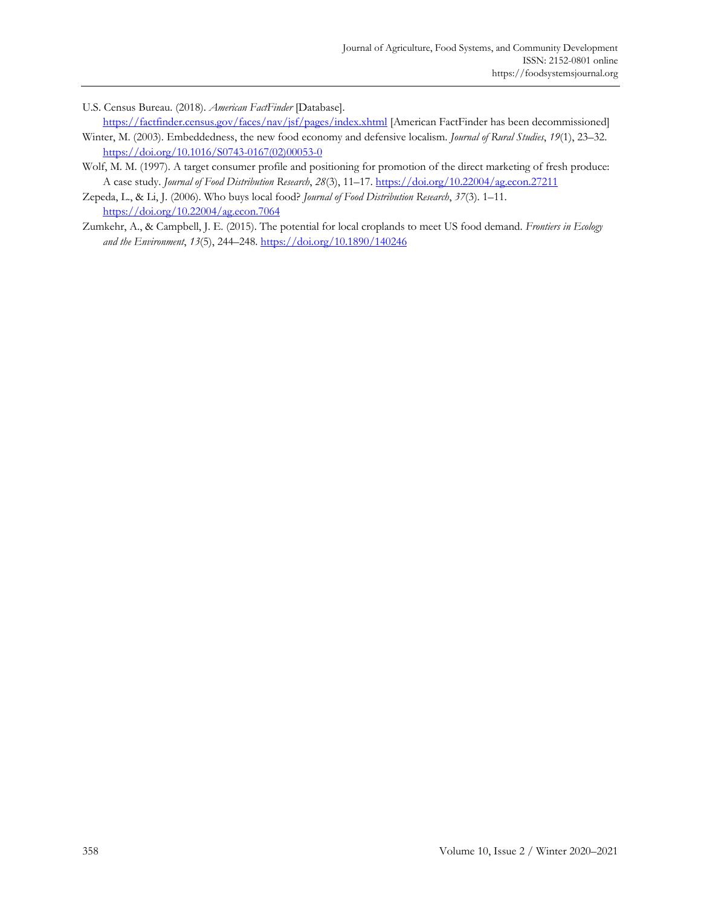U.S. Census Bureau. (2018). *American FactFinder* [Database]. https://factfinder.census.gov/faces/nav/jsf/pages/index.xhtml [American FactFinder has been decommissioned]

Winter, M. (2003). Embeddedness, the new food economy and defensive localism. *Journal of Rural Studies*, *19*(1), 23–32. https://doi.org/10.1016/S0743-0167(02)00053-0

Wolf, M. M. (1997). A target consumer profile and positioning for promotion of the direct marketing of fresh produce: A case study. *Journal of Food Distribution Research*, *28*(3), 11–17. https://doi.org/10.22004/ag.econ.27211

Zepeda, L., & Li, J. (2006). Who buys local food? *Journal of Food Distribution Research*, *37*(3). 1–11. https://doi.org/10.22004/ag.econ.7064

Zumkehr, A., & Campbell, J. E. (2015). The potential for local croplands to meet US food demand. *Frontiers in Ecology and the Environment*, *13*(5), 244–248. https://doi.org/10.1890/140246